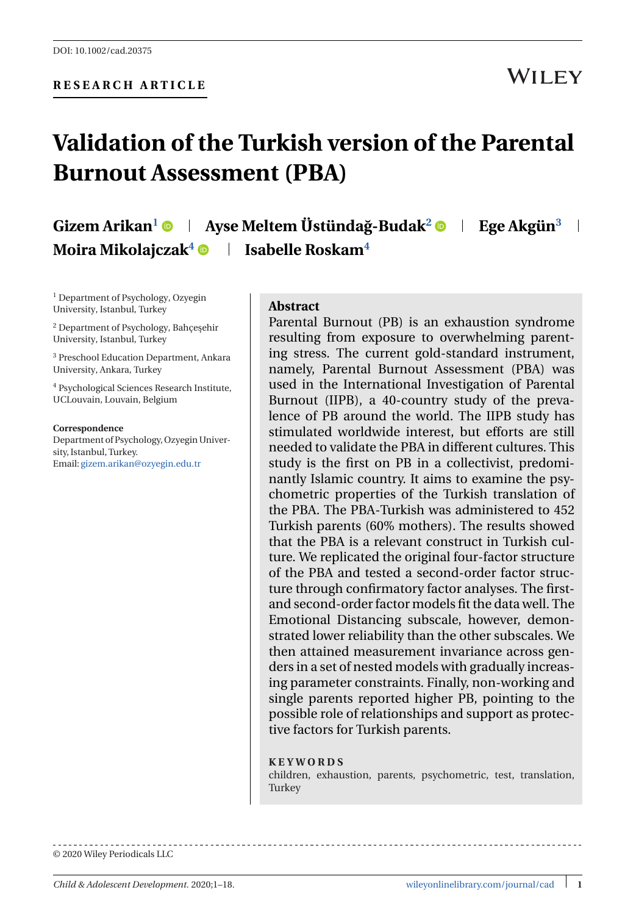DOI: 10.1002/cad.20375

**RESEARCH ARTICLE**

# Validation of the Turkish version of the Parental Burnout Assessment (PBA)

**Gizem Arikan**[1] | **Ayse Meltem Üstündağ-Budak**[2] | **Ege Akgün**[3] | **Moira Mikolajczak**[4] | **Isabelle Roskam**[4]

[1] Department of Psychology, Ozyegin University, Istanbul, Turkey

[2] Department of Psychology, Bahçeşehir University, Istanbul, Turkey

[3] Preschool Education Department, Ankara University, Ankara, Turkey

[4] Psychological Sciences Research Institute, UCLouvain, Louvain, Belgium

**Correspondence**
Department of Psychology, Ozyegin University, Istanbul, Turkey.
Email: gizem.arikan@ozyegin.edu.tr

## Abstract

Parental Burnout (PB) is an exhaustion syndrome resulting from exposure to overwhelming parenting stress. The current gold-standard instrument, namely, Parental Burnout Assessment (PBA) was used in the International Investigation of Parental Burnout (IIPB), a 40-country study of the prevalence of PB around the world. The IIPB study has stimulated worldwide interest, but efforts are still needed to validate the PBA in different cultures. This study is the first on PB in a collectivist, predominantly Islamic country. It aims to examine the psychometric properties of the Turkish translation of the PBA. The PBA-Turkish was administered to 452 Turkish parents (60% mothers). The results showed that the PBA is a relevant construct in Turkish culture. We replicated the original four-factor structure of the PBA and tested a second-order factor structure through confirmatory factor analyses. The first- and second-order factor models fit the data well. The Emotional Distancing subscale, however, demonstrated lower reliability than the other subscales. We then attained measurement invariance across genders in a set of nested models with gradually increasing parameter constraints. Finally, non-working and single parents reported higher PB, pointing to the possible role of relationships and support as protective factors for Turkish parents.

**KEYWORDS**

children, exhaustion, parents, psychometric, test, translation, Turkey

© 2020 Wiley Periodicals LLC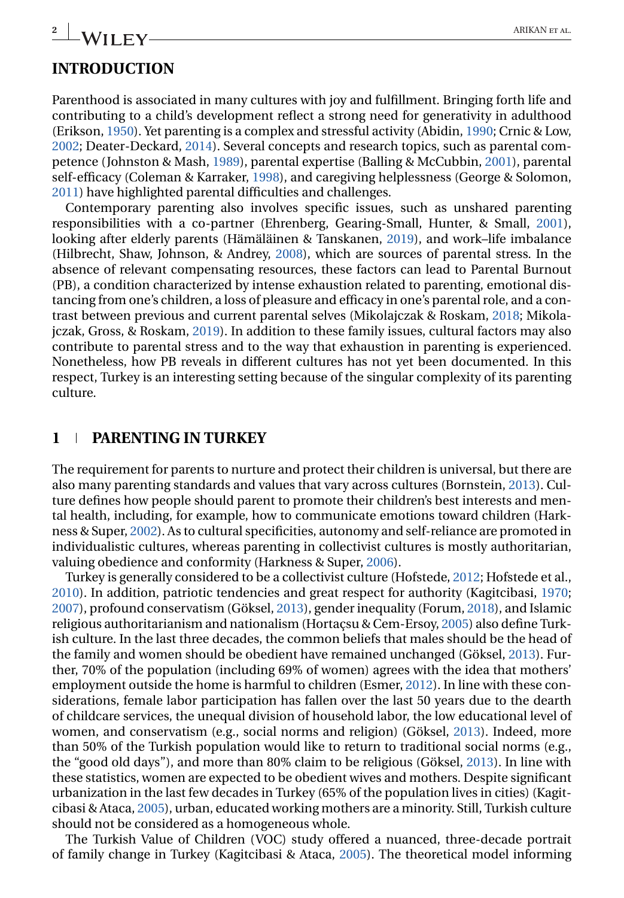## INTRODUCTION

Parenthood is associated in many cultures with joy and fulfillment. Bringing forth life and contributing to a child's development reflect a strong need for generativity in adulthood (Erikson, 1950). Yet parenting is a complex and stressful activity (Abidin, 1990; Crnic & Low, 2002; Deater-Deckard, 2014). Several concepts and research topics, such as parental competence (Johnston & Mash, 1989), parental expertise (Balling & McCubbin, 2001), parental self-efficacy (Coleman & Karraker, 1998), and caregiving helplessness (George & Solomon, 2011) have highlighted parental difficulties and challenges.

Contemporary parenting also involves specific issues, such as unshared parenting responsibilities with a co-partner (Ehrenberg, Gearing-Small, Hunter, & Small, 2001), looking after elderly parents (Hämäläinen & Tanskanen, 2019), and work–life imbalance (Hilbrecht, Shaw, Johnson, & Andrey, 2008), which are sources of parental stress. In the absence of relevant compensating resources, these factors can lead to Parental Burnout (PB), a condition characterized by intense exhaustion related to parenting, emotional distancing from one's children, a loss of pleasure and efficacy in one's parental role, and a contrast between previous and current parental selves (Mikolajczak & Roskam, 2018; Mikolajczak, Gross, & Roskam, 2019). In addition to these family issues, cultural factors may also contribute to parental stress and to the way that exhaustion in parenting is experienced. Nonetheless, how PB reveals in different cultures has not yet been documented. In this respect, Turkey is an interesting setting because of the singular complexity of its parenting culture.

## 1 PARENTING IN TURKEY

The requirement for parents to nurture and protect their children is universal, but there are also many parenting standards and values that vary across cultures (Bornstein, 2013). Culture defines how people should parent to promote their children's best interests and mental health, including, for example, how to communicate emotions toward children (Harkness & Super, 2002). As to cultural specificities, autonomy and self-reliance are promoted in individualistic cultures, whereas parenting in collectivist cultures is mostly authoritarian, valuing obedience and conformity (Harkness & Super, 2006).

Turkey is generally considered to be a collectivist culture (Hofstede, 2012; Hofstede et al., 2010). In addition, patriotic tendencies and great respect for authority (Kagitcibasi, 1970; 2007), profound conservatism (Göksel, 2013), gender inequality (Forum, 2018), and Islamic religious authoritarianism and nationalism (Hortaçsu & Cem-Ersoy, 2005) also define Turkish culture. In the last three decades, the common beliefs that males should be the head of the family and women should be obedient have remained unchanged (Göksel, 2013). Further, 70% of the population (including 69% of women) agrees with the idea that mothers' employment outside the home is harmful to children (Esmer, 2012). In line with these considerations, female labor participation has fallen over the last 50 years due to the dearth of childcare services, the unequal division of household labor, the low educational level of women, and conservatism (e.g., social norms and religion) (Göksel, 2013). Indeed, more than 50% of the Turkish population would like to return to traditional social norms (e.g., the "good old days"), and more than 80% claim to be religious (Göksel, 2013). In line with these statistics, women are expected to be obedient wives and mothers. Despite significant urbanization in the last few decades in Turkey (65% of the population lives in cities) (Kagitcibasi & Ataca, 2005), urban, educated working mothers are a minority. Still, Turkish culture should not be considered as a homogeneous whole.

The Turkish Value of Children (VOC) study offered a nuanced, three-decade portrait of family change in Turkey (Kagitcibasi & Ataca, 2005). The theoretical model informing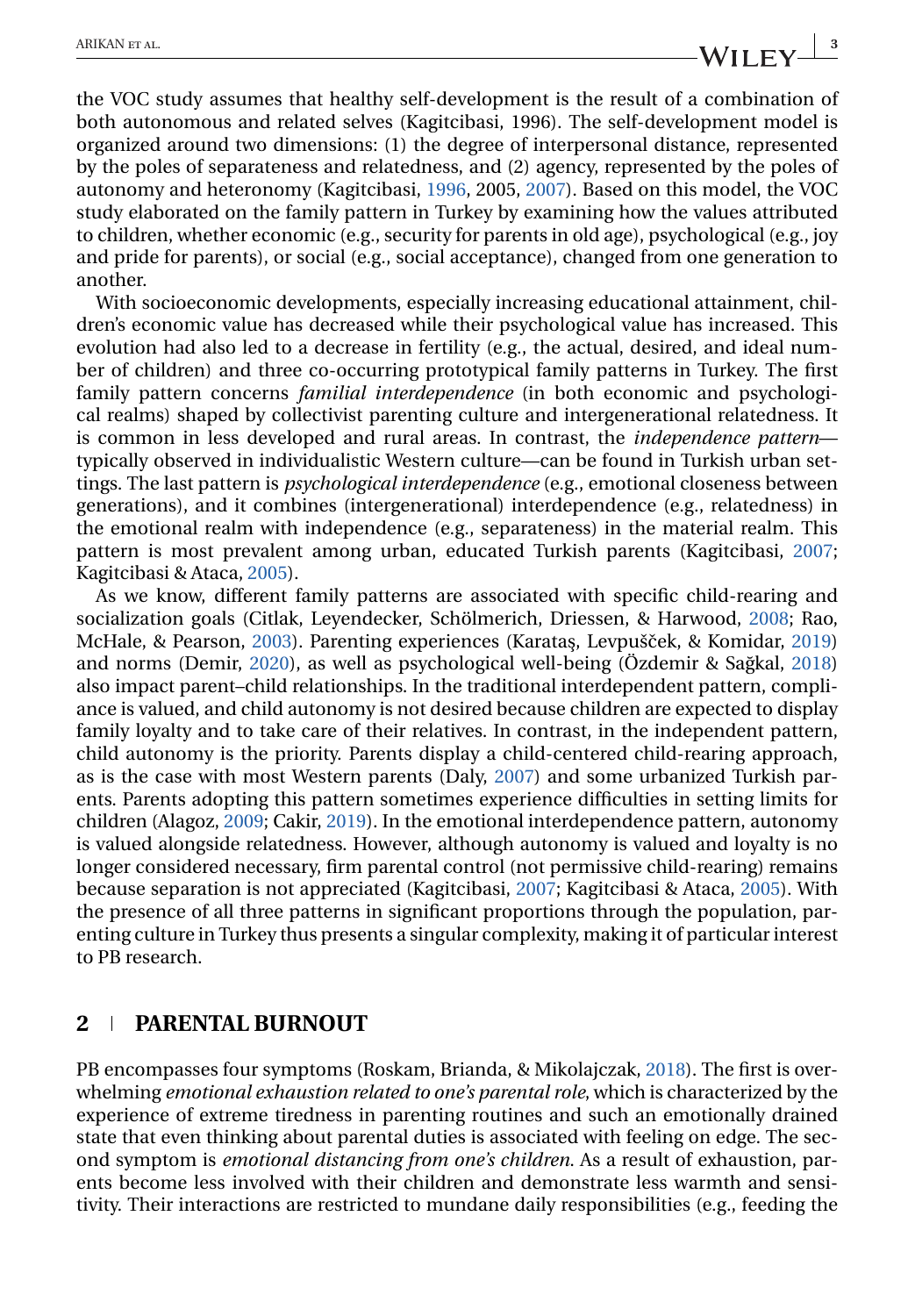the VOC study assumes that healthy self-development is the result of a combination of both autonomous and related selves (Kagitcibasi, 1996). The self-development model is organized around two dimensions: (1) the degree of interpersonal distance, represented by the poles of separateness and relatedness, and (2) agency, represented by the poles of autonomy and heteronomy (Kagitcibasi, 1996, 2005, 2007). Based on this model, the VOC study elaborated on the family pattern in Turkey by examining how the values attributed to children, whether economic (e.g., security for parents in old age), psychological (e.g., joy and pride for parents), or social (e.g., social acceptance), changed from one generation to another.

With socioeconomic developments, especially increasing educational attainment, children's economic value has decreased while their psychological value has increased. This evolution had also led to a decrease in fertility (e.g., the actual, desired, and ideal number of children) and three co-occurring prototypical family patterns in Turkey. The first family pattern concerns *familial interdependence* (in both economic and psychological realms) shaped by collectivist parenting culture and intergenerational relatedness. It is common in less developed and rural areas. In contrast, the *independence pattern*—typically observed in individualistic Western culture—can be found in Turkish urban settings. The last pattern is *psychological interdependence* (e.g., emotional closeness between generations), and it combines (intergenerational) interdependence (e.g., relatedness) in the emotional realm with independence (e.g., separateness) in the material realm. This pattern is most prevalent among urban, educated Turkish parents (Kagitcibasi, 2007; Kagitcibasi & Ataca, 2005).

As we know, different family patterns are associated with specific child-rearing and socialization goals (Citlak, Leyendecker, Schölmerich, Driessen, & Harwood, 2008; Rao, McHale, & Pearson, 2003). Parenting experiences (Karataş, Levpušček, & Komidar, 2019) and norms (Demir, 2020), as well as psychological well-being (Özdemir & Sağkal, 2018) also impact parent–child relationships. In the traditional interdependent pattern, compliance is valued, and child autonomy is not desired because children are expected to display family loyalty and to take care of their relatives. In contrast, in the independent pattern, child autonomy is the priority. Parents display a child-centered child-rearing approach, as is the case with most Western parents (Daly, 2007) and some urbanized Turkish parents. Parents adopting this pattern sometimes experience difficulties in setting limits for children (Alagoz, 2009; Cakir, 2019). In the emotional interdependence pattern, autonomy is valued alongside relatedness. However, although autonomy is valued and loyalty is no longer considered necessary, firm parental control (not permissive child-rearing) remains because separation is not appreciated (Kagitcibasi, 2007; Kagitcibasi & Ataca, 2005). With the presence of all three patterns in significant proportions through the population, parenting culture in Turkey thus presents a singular complexity, making it of particular interest to PB research.

## 2 PARENTAL BURNOUT

PB encompasses four symptoms (Roskam, Brianda, & Mikolajczak, 2018). The first is overwhelming *emotional exhaustion related to one's parental role*, which is characterized by the experience of extreme tiredness in parenting routines and such an emotionally drained state that even thinking about parental duties is associated with feeling on edge. The second symptom is *emotional distancing from one's children*. As a result of exhaustion, parents become less involved with their children and demonstrate less warmth and sensitivity. Their interactions are restricted to mundane daily responsibilities (e.g., feeding the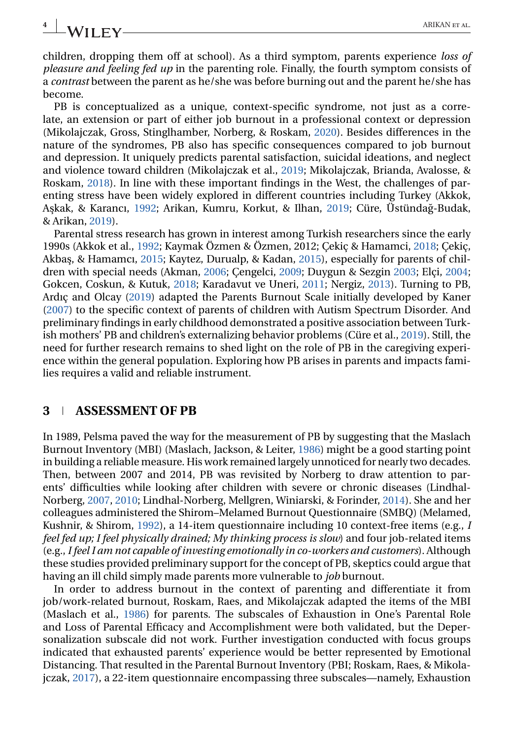children, dropping them off at school). As a third symptom, parents experience *loss of pleasure and feeling fed up* in the parenting role. Finally, the fourth symptom consists of a *contrast* between the parent as he/she was before burning out and the parent he/she has become.

PB is conceptualized as a unique, context-specific syndrome, not just as a correlate, an extension or part of either job burnout in a professional context or depression (Mikolajczak, Gross, Stinglhamber, Norberg, & Roskam, 2020). Besides differences in the nature of the syndromes, PB also has specific consequences compared to job burnout and depression. It uniquely predicts parental satisfaction, suicidal ideations, and neglect and violence toward children (Mikolajczak et al., 2019; Mikolajczak, Brianda, Avalosse, & Roskam, 2018). In line with these important findings in the West, the challenges of parenting stress have been widely explored in different countries including Turkey (Akkok, Aşkak, & Karancı, 1992; Arikan, Kumru, Korkut, & Ilhan, 2019; Cüre, Üstündağ-Budak, & Arikan, 2019).

Parental stress research has grown in interest among Turkish researchers since the early 1990s (Akkok et al., 1992; Kaymak Özmen & Özmen, 2012; Çekiç & Hamamci, 2018; Çekiç, Akbaş, & Hamamcı, 2015; Kaytez, Durualp, & Kadan, 2015), especially for parents of children with special needs (Akman, 2006; Çengelci, 2009; Duygun & Sezgin 2003; Elçi, 2004; Gokcen, Coskun, & Kutuk, 2018; Karadavut ve Uneri, 2011; Nergiz, 2013). Turning to PB, Ardıç and Olcay (2019) adapted the Parents Burnout Scale initially developed by Kaner (2007) to the specific context of parents of children with Autism Spectrum Disorder. And preliminary findings in early childhood demonstrated a positive association between Turkish mothers' PB and children's externalizing behavior problems (Cüre et al., 2019). Still, the need for further research remains to shed light on the role of PB in the caregiving experience within the general population. Exploring how PB arises in parents and impacts families requires a valid and reliable instrument.

## 3 | ASSESSMENT OF PB

In 1989, Pelsma paved the way for the measurement of PB by suggesting that the Maslach Burnout Inventory (MBI) (Maslach, Jackson, & Leiter, 1986) might be a good starting point in building a reliable measure. His work remained largely unnoticed for nearly two decades. Then, between 2007 and 2014, PB was revisited by Norberg to draw attention to parents' difficulties while looking after children with severe or chronic diseases (Lindhal-Norberg, 2007, 2010; Lindhal-Norberg, Mellgren, Winiarski, & Forinder, 2014). She and her colleagues administered the Shirom–Melamed Burnout Questionnaire (SMBQ) (Melamed, Kushnir, & Shirom, 1992), a 14-item questionnaire including 10 context-free items (e.g., *I feel fed up; I feel physically drained; My thinking process is slow*) and four job-related items (e.g., *I feel I am not capable of investing emotionally in co-workers and customers*). Although these studies provided preliminary support for the concept of PB, skeptics could argue that having an ill child simply made parents more vulnerable to *job* burnout.

In order to address burnout in the context of parenting and differentiate it from job/work-related burnout, Roskam, Raes, and Mikolajczak adapted the items of the MBI (Maslach et al., 1986) for parents. The subscales of Exhaustion in One's Parental Role and Loss of Parental Efficacy and Accomplishment were both validated, but the Depersonalization subscale did not work. Further investigation conducted with focus groups indicated that exhausted parents' experience would be better represented by Emotional Distancing. That resulted in the Parental Burnout Inventory (PBI; Roskam, Raes, & Mikolajczak, 2017), a 22-item questionnaire encompassing three subscales—namely, Exhaustion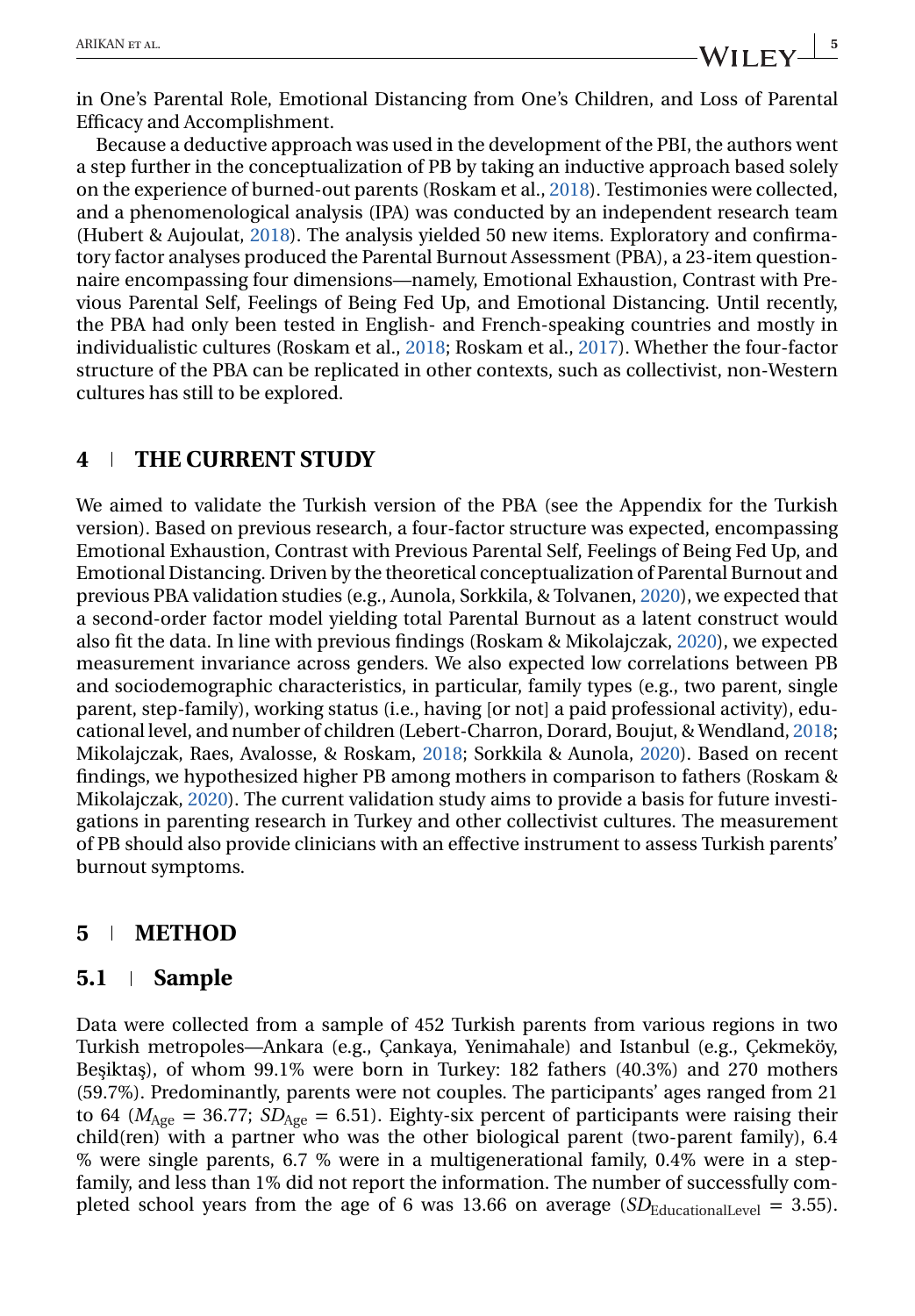in One's Parental Role, Emotional Distancing from One's Children, and Loss of Parental Efficacy and Accomplishment.

Because a deductive approach was used in the development of the PBI, the authors went a step further in the conceptualization of PB by taking an inductive approach based solely on the experience of burned-out parents (Roskam et al., 2018). Testimonies were collected, and a phenomenological analysis (IPA) was conducted by an independent research team (Hubert & Aujoulat, 2018). The analysis yielded 50 new items. Exploratory and confirmatory factor analyses produced the Parental Burnout Assessment (PBA), a 23-item questionnaire encompassing four dimensions—namely, Emotional Exhaustion, Contrast with Previous Parental Self, Feelings of Being Fed Up, and Emotional Distancing. Until recently, the PBA had only been tested in English- and French-speaking countries and mostly in individualistic cultures (Roskam et al., 2018; Roskam et al., 2017). Whether the four-factor structure of the PBA can be replicated in other contexts, such as collectivist, non-Western cultures has still to be explored.

## 4 | THE CURRENT STUDY

We aimed to validate the Turkish version of the PBA (see the Appendix for the Turkish version). Based on previous research, a four-factor structure was expected, encompassing Emotional Exhaustion, Contrast with Previous Parental Self, Feelings of Being Fed Up, and Emotional Distancing. Driven by the theoretical conceptualization of Parental Burnout and previous PBA validation studies (e.g., Aunola, Sorkkila, & Tolvanen, 2020), we expected that a second-order factor model yielding total Parental Burnout as a latent construct would also fit the data. In line with previous findings (Roskam & Mikolajczak, 2020), we expected measurement invariance across genders. We also expected low correlations between PB and sociodemographic characteristics, in particular, family types (e.g., two parent, single parent, step-family), working status (i.e., having [or not] a paid professional activity), educational level, and number of children (Lebert-Charron, Dorard, Boujut, & Wendland, 2018; Mikolajczak, Raes, Avalosse, & Roskam, 2018; Sorkkila & Aunola, 2020). Based on recent findings, we hypothesized higher PB among mothers in comparison to fathers (Roskam & Mikolajczak, 2020). The current validation study aims to provide a basis for future investigations in parenting research in Turkey and other collectivist cultures. The measurement of PB should also provide clinicians with an effective instrument to assess Turkish parents' burnout symptoms.

## 5 | METHOD

### 5.1 | Sample

Data were collected from a sample of 452 Turkish parents from various regions in two Turkish metropoles—Ankara (e.g., Çankaya, Yenimahale) and Istanbul (e.g., Çekmeköy, Beşiktaş), of whom 99.1% were born in Turkey: 182 fathers (40.3%) and 270 mothers (59.7%). Predominantly, parents were not couples. The participants' ages ranged from 21 to 64 ($M_{\text{Age}}$ = 36.77; $SD_{\text{Age}}$ = 6.51). Eighty-six percent of participants were raising their child(ren) with a partner who was the other biological parent (two-parent family), 6.4 % were single parents, 6.7 % were in a multigenerational family, 0.4% were in a step-family, and less than 1% did not report the information. The number of successfully completed school years from the age of 6 was 13.66 on average ($SD_{\text{EducationalLevel}}$ = 3.55).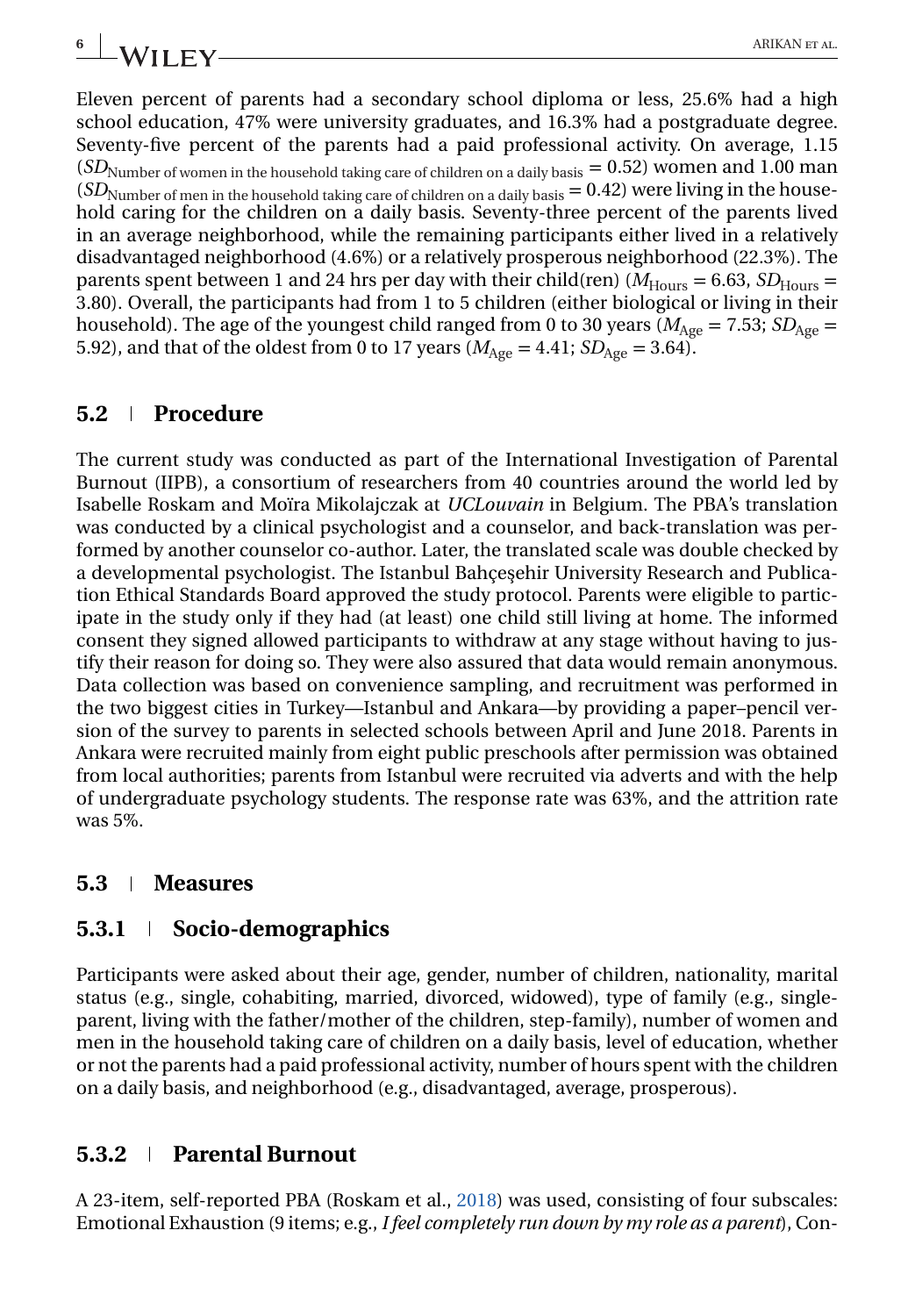Eleven percent of parents had a secondary school diploma or less, 25.6% had a high school education, 47% were university graduates, and 16.3% had a postgraduate degree. Seventy-five percent of the parents had a paid professional activity. On average, 1.15 ($SD_{\text{Number of women in the household taking care of children on a daily basis}} = 0.52$) women and 1.00 man ($SD_{\text{Number of men in the household taking care of children on a daily basis}} = 0.42$) were living in the household caring for the children on a daily basis. Seventy-three percent of the parents lived in an average neighborhood, while the remaining participants either lived in a relatively disadvantaged neighborhood (4.6%) or a relatively prosperous neighborhood (22.3%). The parents spent between 1 and 24 hrs per day with their child(ren) ($M_{\text{Hours}} = 6.63$, $SD_{\text{Hours}} = 3.80$). Overall, the participants had from 1 to 5 children (either biological or living in their household). The age of the youngest child ranged from 0 to 30 years ($M_{\text{Age}} = 7.53$; $SD_{\text{Age}} = 5.92$), and that of the oldest from 0 to 17 years ($M_{\text{Age}} = 4.41$; $SD_{\text{Age}} = 3.64$).

## 5.2 | Procedure

The current study was conducted as part of the International Investigation of Parental Burnout (IIPB), a consortium of researchers from 40 countries around the world led by Isabelle Roskam and Moïra Mikolajczak at *UCLouvain* in Belgium. The PBA's translation was conducted by a clinical psychologist and a counselor, and back-translation was performed by another counselor co-author. Later, the translated scale was double checked by a developmental psychologist. The Istanbul Bahçeşehir University Research and Publication Ethical Standards Board approved the study protocol. Parents were eligible to participate in the study only if they had (at least) one child still living at home. The informed consent they signed allowed participants to withdraw at any stage without having to justify their reason for doing so. They were also assured that data would remain anonymous. Data collection was based on convenience sampling, and recruitment was performed in the two biggest cities in Turkey—Istanbul and Ankara—by providing a paper–pencil version of the survey to parents in selected schools between April and June 2018. Parents in Ankara were recruited mainly from eight public preschools after permission was obtained from local authorities; parents from Istanbul were recruited via adverts and with the help of undergraduate psychology students. The response rate was 63%, and the attrition rate was 5%.

## 5.3 | Measures

### 5.3.1 | Socio-demographics

Participants were asked about their age, gender, number of children, nationality, marital status (e.g., single, cohabiting, married, divorced, widowed), type of family (e.g., single-parent, living with the father/mother of the children, step-family), number of women and men in the household taking care of children on a daily basis, level of education, whether or not the parents had a paid professional activity, number of hours spent with the children on a daily basis, and neighborhood (e.g., disadvantaged, average, prosperous).

### 5.3.2 | Parental Burnout

A 23-item, self-reported PBA (Roskam et al., 2018) was used, consisting of four subscales: Emotional Exhaustion (9 items; e.g., *I feel completely run down by my role as a parent*), Con-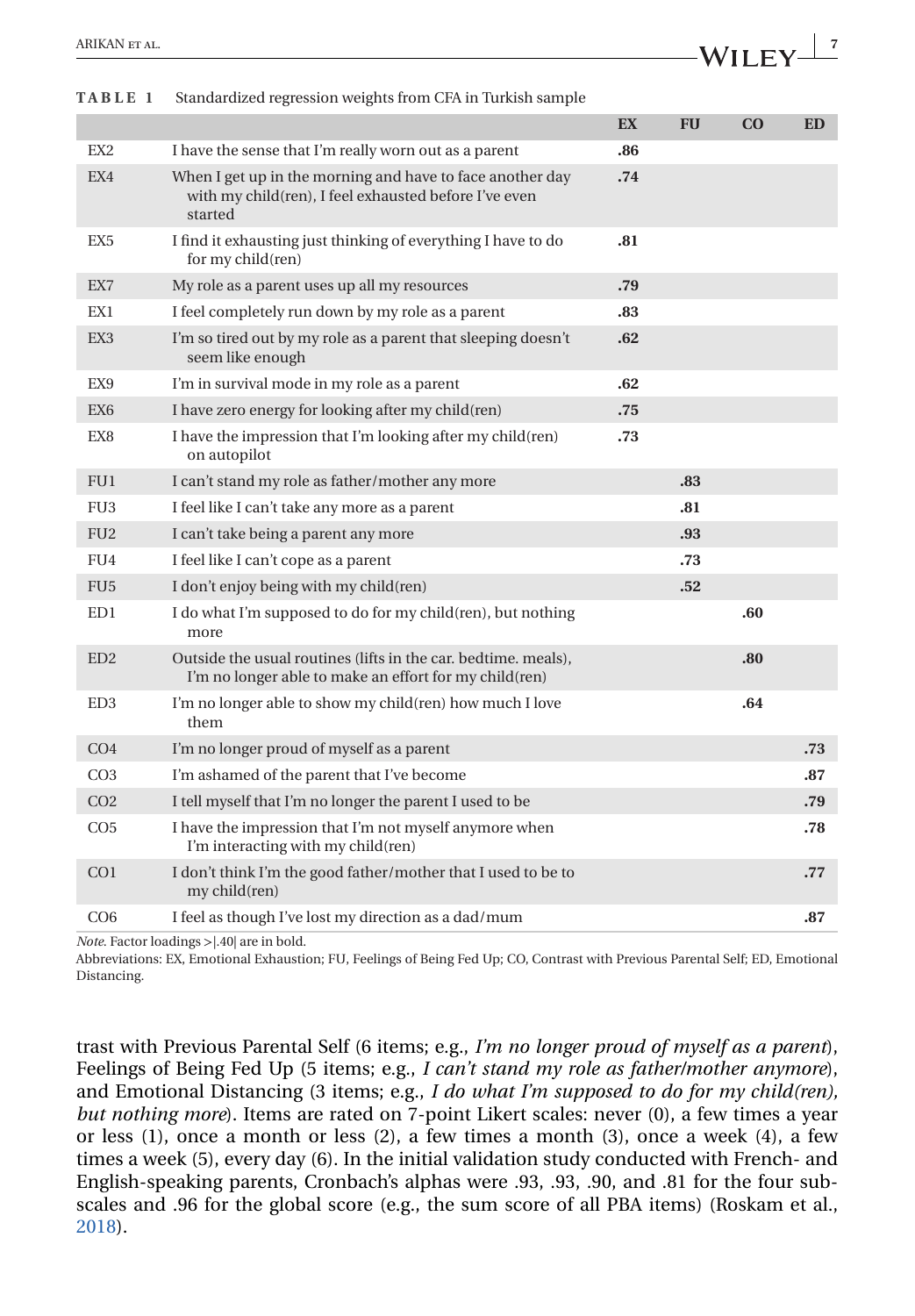**TABLE 1** Standardized regression weights from CFA in Turkish sample

| | | EX | FU | CO | ED |
|---|---|---|---|---|---|
| EX2 | I have the sense that I'm really worn out as a parent | **.86** | | | |
| EX4 | When I get up in the morning and have to face another day with my child(ren), I feel exhausted before I've even started | **.74** | | | |
| EX5 | I find it exhausting just thinking of everything I have to do for my child(ren) | **.81** | | | |
| EX7 | My role as a parent uses up all my resources | **.79** | | | |
| EX1 | I feel completely run down by my role as a parent | **.83** | | | |
| EX3 | I'm so tired out by my role as a parent that sleeping doesn't seem like enough | **.62** | | | |
| EX9 | I'm in survival mode in my role as a parent | **.62** | | | |
| EX6 | I have zero energy for looking after my child(ren) | **.75** | | | |
| EX8 | I have the impression that I'm looking after my child(ren) on autopilot | **.73** | | | |
| FU1 | I can't stand my role as father/mother any more | | **.83** | | |
| FU3 | I feel like I can't take any more as a parent | | **.81** | | |
| FU2 | I can't take being a parent any more | | **.93** | | |
| FU4 | I feel like I can't cope as a parent | | **.73** | | |
| FU5 | I don't enjoy being with my child(ren) | | **.52** | | |
| ED1 | I do what I'm supposed to do for my child(ren), but nothing more | | | **.60** | |
| ED2 | Outside the usual routines (lifts in the car. bedtime. meals), I'm no longer able to make an effort for my child(ren) | | | **.80** | |
| ED3 | I'm no longer able to show my child(ren) how much I love them | | | **.64** | |
| CO4 | I'm no longer proud of myself as a parent | | | | **.73** |
| CO3 | I'm ashamed of the parent that I've become | | | | **.87** |
| CO2 | I tell myself that I'm no longer the parent I used to be | | | | **.79** |
| CO5 | I have the impression that I'm not myself anymore when I'm interacting with my child(ren) | | | | **.78** |
| CO1 | I don't think I'm the good father/mother that I used to be to my child(ren) | | | | **.77** |
| CO6 | I feel as though I've lost my direction as a dad/mum | | | | **.87** |

*Note.* Factor loadings >|.40| are in bold.

Abbreviations: EX, Emotional Exhaustion; FU, Feelings of Being Fed Up; CO, Contrast with Previous Parental Self; ED, Emotional Distancing.

trast with Previous Parental Self (6 items; e.g., *I'm no longer proud of myself as a parent*), Feelings of Being Fed Up (5 items; e.g., *I can't stand my role as father/mother anymore*), and Emotional Distancing (3 items; e.g., *I do what I'm supposed to do for my child(ren), but nothing more*). Items are rated on 7-point Likert scales: never (0), a few times a year or less (1), once a month or less (2), a few times a month (3), once a week (4), a few times a week (5), every day (6). In the initial validation study conducted with French- and English-speaking parents, Cronbach's alphas were .93, .93, .90, and .81 for the four subscales and .96 for the global score (e.g., the sum score of all PBA items) (Roskam et al., 2018).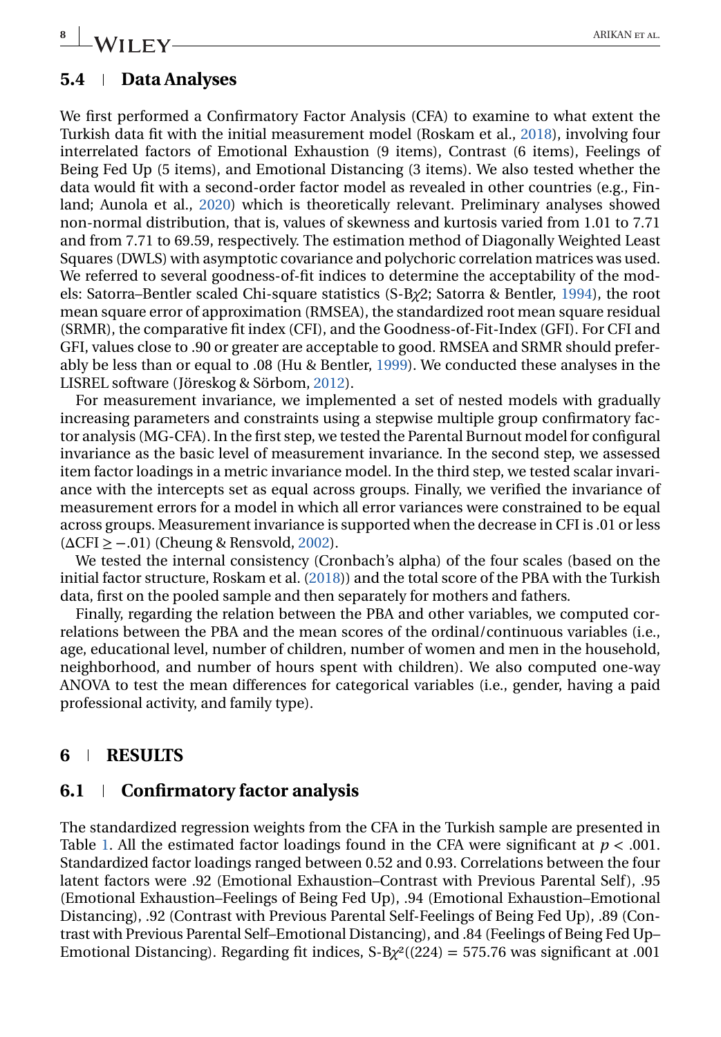## 5.4 | Data Analyses

We first performed a Confirmatory Factor Analysis (CFA) to examine to what extent the Turkish data fit with the initial measurement model (Roskam et al., 2018), involving four interrelated factors of Emotional Exhaustion (9 items), Contrast (6 items), Feelings of Being Fed Up (5 items), and Emotional Distancing (3 items). We also tested whether the data would fit with a second-order factor model as revealed in other countries (e.g., Finland; Aunola et al., 2020) which is theoretically relevant. Preliminary analyses showed non-normal distribution, that is, values of skewness and kurtosis varied from 1.01 to 7.71 and from 7.71 to 69.59, respectively. The estimation method of Diagonally Weighted Least Squares (DWLS) with asymptotic covariance and polychoric correlation matrices was used. We referred to several goodness-of-fit indices to determine the acceptability of the models: Satorra–Bentler scaled Chi-square statistics (S-B$\chi$2; Satorra & Bentler, 1994), the root mean square error of approximation (RMSEA), the standardized root mean square residual (SRMR), the comparative fit index (CFI), and the Goodness-of-Fit-Index (GFI). For CFI and GFI, values close to .90 or greater are acceptable to good. RMSEA and SRMR should preferably be less than or equal to .08 (Hu & Bentler, 1999). We conducted these analyses in the LISREL software (Jöreskog & Sörbom, 2012).

For measurement invariance, we implemented a set of nested models with gradually increasing parameters and constraints using a stepwise multiple group confirmatory factor analysis (MG-CFA). In the first step, we tested the Parental Burnout model for configural invariance as the basic level of measurement invariance. In the second step, we assessed item factor loadings in a metric invariance model. In the third step, we tested scalar invariance with the intercepts set as equal across groups. Finally, we verified the invariance of measurement errors for a model in which all error variances were constrained to be equal across groups. Measurement invariance is supported when the decrease in CFI is .01 or less ($\Delta$CFI $\geq -.01$) (Cheung & Rensvold, 2002).

We tested the internal consistency (Cronbach's alpha) of the four scales (based on the initial factor structure, Roskam et al. (2018)) and the total score of the PBA with the Turkish data, first on the pooled sample and then separately for mothers and fathers.

Finally, regarding the relation between the PBA and other variables, we computed correlations between the PBA and the mean scores of the ordinal/continuous variables (i.e., age, educational level, number of children, number of women and men in the household, neighborhood, and number of hours spent with children). We also computed one-way ANOVA to test the mean differences for categorical variables (i.e., gender, having a paid professional activity, and family type).

# 6 | RESULTS

## 6.1 | Confirmatory factor analysis

The standardized regression weights from the CFA in the Turkish sample are presented in Table 1. All the estimated factor loadings found in the CFA were significant at $p < .001$. Standardized factor loadings ranged between 0.52 and 0.93. Correlations between the four latent factors were .92 (Emotional Exhaustion–Contrast with Previous Parental Self), .95 (Emotional Exhaustion–Feelings of Being Fed Up), .94 (Emotional Exhaustion–Emotional Distancing), .92 (Contrast with Previous Parental Self-Feelings of Being Fed Up), .89 (Contrast with Previous Parental Self–Emotional Distancing), and .84 (Feelings of Being Fed Up–Emotional Distancing). Regarding fit indices, S-B$\chi^2$((224) = 575.76 was significant at .001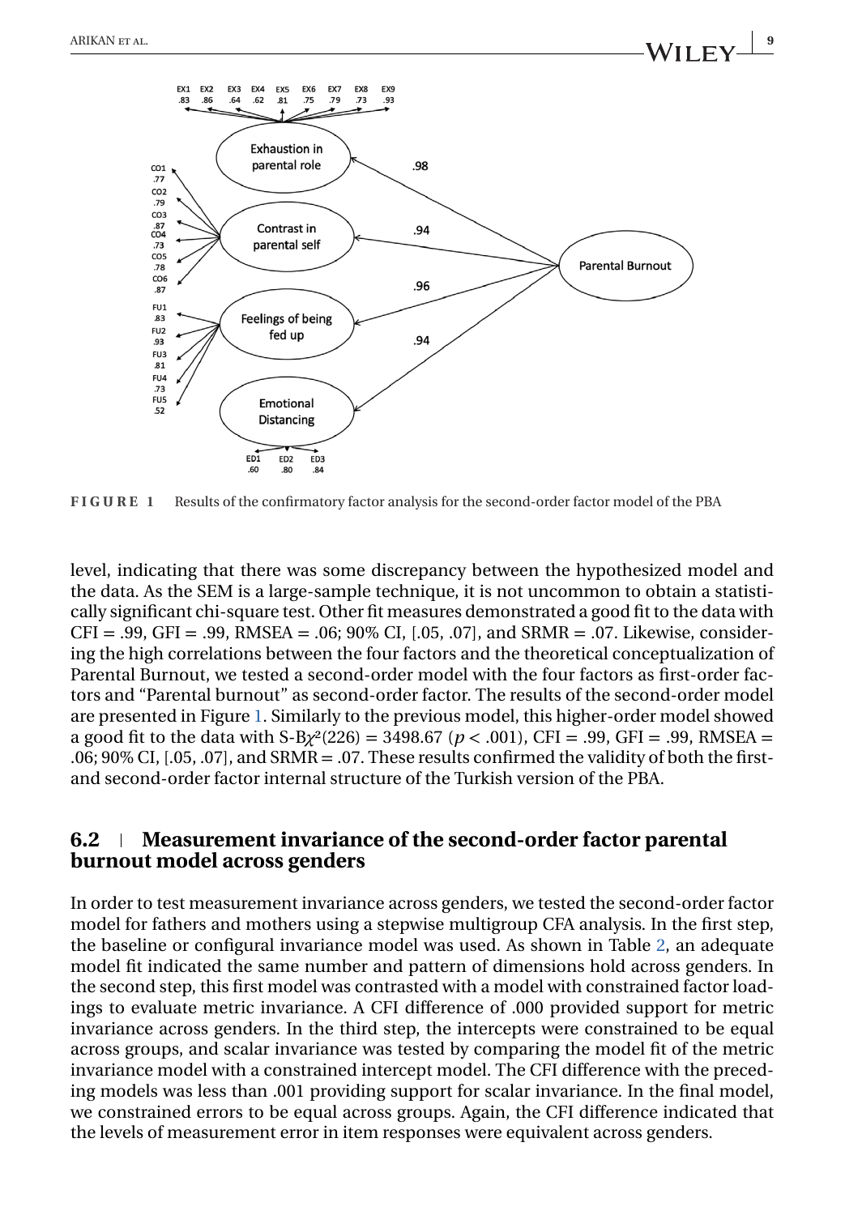**FIGURE 1** Results of the confirmatory factor analysis for the second-order factor model of the PBA

level, indicating that there was some discrepancy between the hypothesized model and the data. As the SEM is a large-sample technique, it is not uncommon to obtain a statistically significant chi-square test. Other fit measures demonstrated a good fit to the data with CFI = .99, GFI = .99, RMSEA = .06; 90% CI, [.05, .07], and SRMR = .07. Likewise, considering the high correlations between the four factors and the theoretical conceptualization of Parental Burnout, we tested a second-order model with the four factors as first-order factors and "Parental burnout" as second-order factor. The results of the second-order model are presented in Figure 1. Similarly to the previous model, this higher-order model showed a good fit to the data with S-B$\chi^2$(226) = 3498.67 ($p < .001$), CFI = .99, GFI = .99, RMSEA = .06; 90% CI, [.05, .07], and SRMR = .07. These results confirmed the validity of both the first- and second-order factor internal structure of the Turkish version of the PBA.

## 6.2 | Measurement invariance of the second-order factor parental burnout model across genders

In order to test measurement invariance across genders, we tested the second-order factor model for fathers and mothers using a stepwise multigroup CFA analysis. In the first step, the baseline or configural invariance model was used. As shown in Table 2, an adequate model fit indicated the same number and pattern of dimensions hold across genders. In the second step, this first model was contrasted with a model with constrained factor loadings to evaluate metric invariance. A CFI difference of .000 provided support for metric invariance across genders. In the third step, the intercepts were constrained to be equal across groups, and scalar invariance was tested by comparing the model fit of the metric invariance model with a constrained intercept model. The CFI difference with the preceding models was less than .001 providing support for scalar invariance. In the final model, we constrained errors to be equal across groups. Again, the CFI difference indicated that the levels of measurement error in item responses were equivalent across genders.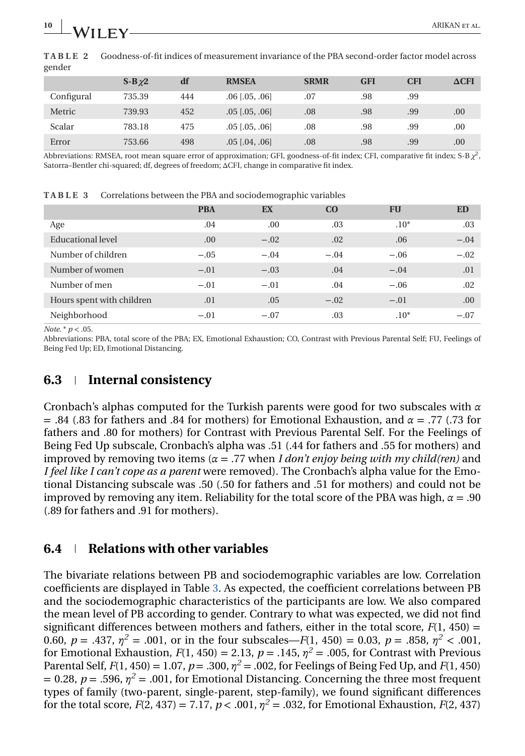**TABLE 2** Goodness-of-fit indices of measurement invariance of the PBA second-order factor model across gender

| | S-B $\chi$2 | df | RMSEA | SRMR | GFI | CFI | ΔCFI |
|---|---|---|---|---|---|---|---|
| Configural | 735.39 | 444 | .06 [.05, .06] | .07 | .98 | .99 | |
| Metric | 739.93 | 452 | .05 [.05, .06] | .08 | .98 | .99 | .00 |
| Scalar | 783.18 | 475 | .05 [.05, .06] | .08 | .98 | .99 | .00 |
| Error | 753.66 | 498 | .05 [.04, .06] | .08 | .98 | .99 | .00 |

Abbreviations: RMSEA, root mean square error of approximation; GFI, goodness-of-fit index; CFI, comparative fit index; S-B $\chi^2$, Satorra–Bentler chi-squared; df, degrees of freedom; ΔCFI, change in comparative fit index.

**TABLE 3** Correlations between the PBA and sociodemographic variables

| | PBA | EX | CO | FU | ED |
|---|---|---|---|---|---|
| Age | .04 | .00 | .03 | .10* | .03 |
| Educational level | .00 | −.02 | .02 | .06 | −.04 |
| Number of children | −.05 | −.04 | −.04 | −.06 | −.02 |
| Number of women | −.01 | −.03 | .04 | −.04 | .01 |
| Number of men | −.01 | −.01 | .04 | −.06 | .02 |
| Hours spent with children | .01 | .05 | −.02 | −.01 | .00 |
| Neighborhood | −.01 | −.07 | .03 | .10* | −.07 |

*Note.* * $p < .05$.

Abbreviations: PBA, total score of the PBA; EX, Emotional Exhaustion; CO, Contrast with Previous Parental Self; FU, Feelings of Being Fed Up; ED, Emotional Distancing.

## 6.3 Internal consistency

Cronbach's alphas computed for the Turkish parents were good for two subscales with $\alpha = .84$ (.83 for fathers and .84 for mothers) for Emotional Exhaustion, and $\alpha = .77$ (.73 for fathers and .80 for mothers) for Contrast with Previous Parental Self. For the Feelings of Being Fed Up subscale, Cronbach's alpha was .51 (.44 for fathers and .55 for mothers) and improved by removing two items ($\alpha = .77$ when *I don't enjoy being with my child(ren)* and *I feel like I can't cope as a parent* were removed). The Cronbach's alpha value for the Emotional Distancing subscale was .50 (.50 for fathers and .51 for mothers) and could not be improved by removing any item. Reliability for the total score of the PBA was high, $\alpha = .90$ (.89 for fathers and .91 for mothers).

## 6.4 Relations with other variables

The bivariate relations between PB and sociodemographic variables are low. Correlation coefficients are displayed in Table 3. As expected, the coefficient correlations between PB and the sociodemographic characteristics of the participants are low. We also compared the mean level of PB according to gender. Contrary to what was expected, we did not find significant differences between mothers and fathers, either in the total score, $F(1, 450) = 0.60$, $p = .437$, $\eta^2 = .001$, or in the four subscales—$F(1, 450) = 0.03$, $p = .858$, $\eta^2 < .001$, for Emotional Exhaustion, $F(1, 450) = 2.13$, $p = .145$, $\eta^2 = .005$, for Contrast with Previous Parental Self, $F(1, 450) = 1.07$, $p = .300$, $\eta^2 = .002$, for Feelings of Being Fed Up, and $F(1, 450) = 0.28$, $p = .596$, $\eta^2 = .001$, for Emotional Distancing. Concerning the three most frequent types of family (two-parent, single-parent, step-family), we found significant differences for the total score, $F(2, 437) = 7.17$, $p < .001$, $\eta^2 = .032$, for Emotional Exhaustion, $F(2, 437)$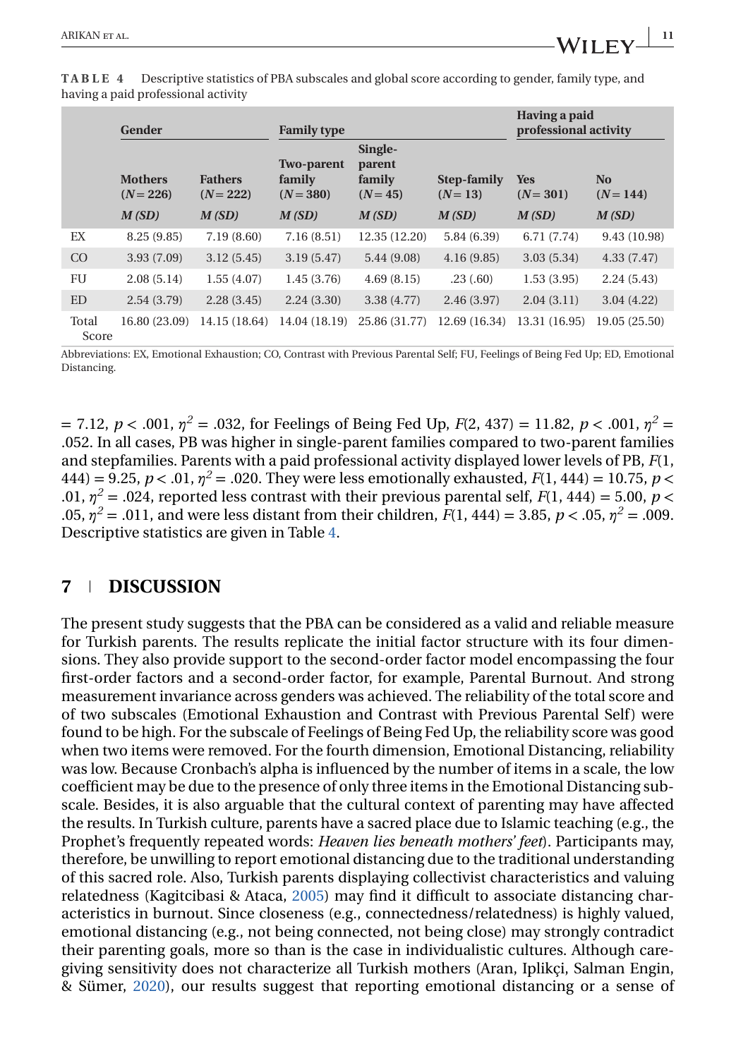**TABLE 4** Descriptive statistics of PBA subscales and global score according to gender, family type, and having a paid professional activity

| | Gender | | Family type | | | Having a paid professional activity | |
|---|---|---|---|---|---|---|---|
| | Mothers ($N = 226$) | Fathers ($N = 222$) | Two-parent family ($N = 380$) | Single-parent family ($N = 45$) | Step-family ($N = 13$) | Yes ($N = 301$) | No ($N = 144$) |
| | *M (SD)* | *M (SD)* | *M (SD)* | *M (SD)* | *M (SD)* | *M (SD)* | *M (SD)* |
| EX | 8.25 (9.85) | 7.19 (8.60) | 7.16 (8.51) | 12.35 (12.20) | 5.84 (6.39) | 6.71 (7.74) | 9.43 (10.98) |
| CO | 3.93 (7.09) | 3.12 (5.45) | 3.19 (5.47) | 5.44 (9.08) | 4.16 (9.85) | 3.03 (5.34) | 4.33 (7.47) |
| FU | 2.08 (5.14) | 1.55 (4.07) | 1.45 (3.76) | 4.69 (8.15) | .23 (.60) | 1.53 (3.95) | 2.24 (5.43) |
| ED | 2.54 (3.79) | 2.28 (3.45) | 2.24 (3.30) | 3.38 (4.77) | 2.46 (3.97) | 2.04 (3.11) | 3.04 (4.22) |
| Total Score | 16.80 (23.09) | 14.15 (18.64) | 14.04 (18.19) | 25.86 (31.77) | 12.69 (16.34) | 13.31 (16.95) | 19.05 (25.50) |

Abbreviations: EX, Emotional Exhaustion; CO, Contrast with Previous Parental Self; FU, Feelings of Being Fed Up; ED, Emotional Distancing.

$= 7.12$, $p < .001$, $\eta^2 = .032$, for Feelings of Being Fed Up, $F(2, 437) = 11.82$, $p < .001$, $\eta^2 = .052$. In all cases, PB was higher in single-parent families compared to two-parent families and stepfamilies. Parents with a paid professional activity displayed lower levels of PB, $F(1, 444) = 9.25$, $p < .01$, $\eta^2 = .020$. They were less emotionally exhausted, $F(1, 444) = 10.75$, $p < .01$, $\eta^2 = .024$, reported less contrast with their previous parental self, $F(1, 444) = 5.00$, $p < .05$, $\eta^2 = .011$, and were less distant from their children, $F(1, 444) = 3.85$, $p < .05$, $\eta^2 = .009$. Descriptive statistics are given in Table 4.

## 7 | DISCUSSION

The present study suggests that the PBA can be considered as a valid and reliable measure for Turkish parents. The results replicate the initial factor structure with its four dimensions. They also provide support to the second-order factor model encompassing the four first-order factors and a second-order factor, for example, Parental Burnout. And strong measurement invariance across genders was achieved. The reliability of the total score and of two subscales (Emotional Exhaustion and Contrast with Previous Parental Self) were found to be high. For the subscale of Feelings of Being Fed Up, the reliability score was good when two items were removed. For the fourth dimension, Emotional Distancing, reliability was low. Because Cronbach's alpha is influenced by the number of items in a scale, the low coefficient may be due to the presence of only three items in the Emotional Distancing subscale. Besides, it is also arguable that the cultural context of parenting may have affected the results. In Turkish culture, parents have a sacred place due to Islamic teaching (e.g., the Prophet's frequently repeated words: *Heaven lies beneath mothers' feet*). Participants may, therefore, be unwilling to report emotional distancing due to the traditional understanding of this sacred role. Also, Turkish parents displaying collectivist characteristics and valuing relatedness (Kagitcibasi & Ataca, 2005) may find it difficult to associate distancing characteristics in burnout. Since closeness (e.g., connectedness/relatedness) is highly valued, emotional distancing (e.g., not being connected, not being close) may strongly contradict their parenting goals, more so than is the case in individualistic cultures. Although caregiving sensitivity does not characterize all Turkish mothers (Aran, Iplikçi, Salman Engin, & Sümer, 2020), our results suggest that reporting emotional distancing or a sense of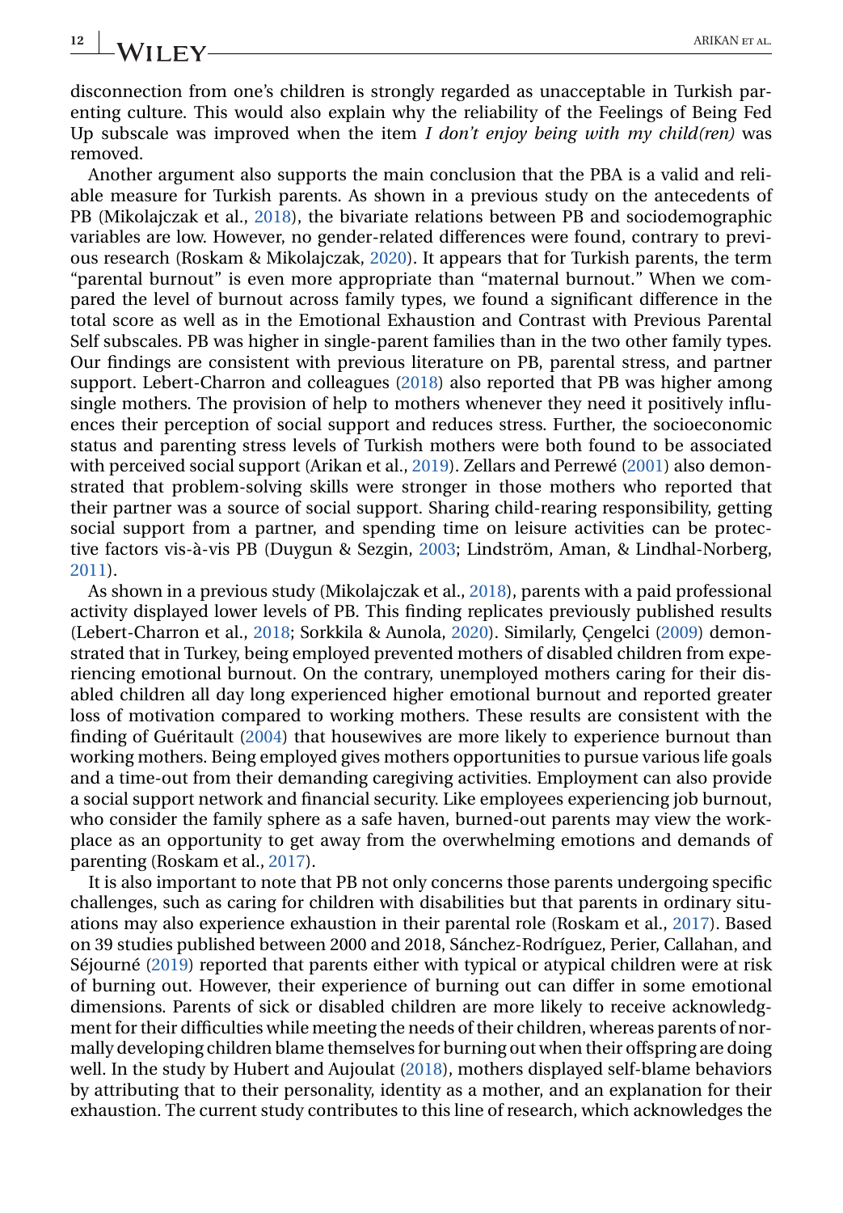disconnection from one's children is strongly regarded as unacceptable in Turkish parenting culture. This would also explain why the reliability of the Feelings of Being Fed Up subscale was improved when the item *I don't enjoy being with my child(ren)* was removed.

Another argument also supports the main conclusion that the PBA is a valid and reliable measure for Turkish parents. As shown in a previous study on the antecedents of PB (Mikolajczak et al., 2018), the bivariate relations between PB and sociodemographic variables are low. However, no gender-related differences were found, contrary to previous research (Roskam & Mikolajczak, 2020). It appears that for Turkish parents, the term "parental burnout" is even more appropriate than "maternal burnout." When we compared the level of burnout across family types, we found a significant difference in the total score as well as in the Emotional Exhaustion and Contrast with Previous Parental Self subscales. PB was higher in single-parent families than in the two other family types. Our findings are consistent with previous literature on PB, parental stress, and partner support. Lebert-Charron and colleagues (2018) also reported that PB was higher among single mothers. The provision of help to mothers whenever they need it positively influences their perception of social support and reduces stress. Further, the socioeconomic status and parenting stress levels of Turkish mothers were both found to be associated with perceived social support (Arikan et al., 2019). Zellars and Perrewé (2001) also demonstrated that problem-solving skills were stronger in those mothers who reported that their partner was a source of social support. Sharing child-rearing responsibility, getting social support from a partner, and spending time on leisure activities can be protective factors vis-à-vis PB (Duygun & Sezgin, 2003; Lindström, Aman, & Lindhal-Norberg, 2011).

As shown in a previous study (Mikolajczak et al., 2018), parents with a paid professional activity displayed lower levels of PB. This finding replicates previously published results (Lebert-Charron et al., 2018; Sorkkila & Aunola, 2020). Similarly, Çengelci (2009) demonstrated that in Turkey, being employed prevented mothers of disabled children from experiencing emotional burnout. On the contrary, unemployed mothers caring for their disabled children all day long experienced higher emotional burnout and reported greater loss of motivation compared to working mothers. These results are consistent with the finding of Guéritault (2004) that housewives are more likely to experience burnout than working mothers. Being employed gives mothers opportunities to pursue various life goals and a time-out from their demanding caregiving activities. Employment can also provide a social support network and financial security. Like employees experiencing job burnout, who consider the family sphere as a safe haven, burned-out parents may view the workplace as an opportunity to get away from the overwhelming emotions and demands of parenting (Roskam et al., 2017).

It is also important to note that PB not only concerns those parents undergoing specific challenges, such as caring for children with disabilities but that parents in ordinary situations may also experience exhaustion in their parental role (Roskam et al., 2017). Based on 39 studies published between 2000 and 2018, Sánchez-Rodríguez, Perier, Callahan, and Séjourné (2019) reported that parents either with typical or atypical children were at risk of burning out. However, their experience of burning out can differ in some emotional dimensions. Parents of sick or disabled children are more likely to receive acknowledgment for their difficulties while meeting the needs of their children, whereas parents of normally developing children blame themselves for burning out when their offspring are doing well. In the study by Hubert and Aujoulat (2018), mothers displayed self-blame behaviors by attributing that to their personality, identity as a mother, and an explanation for their exhaustion. The current study contributes to this line of research, which acknowledges the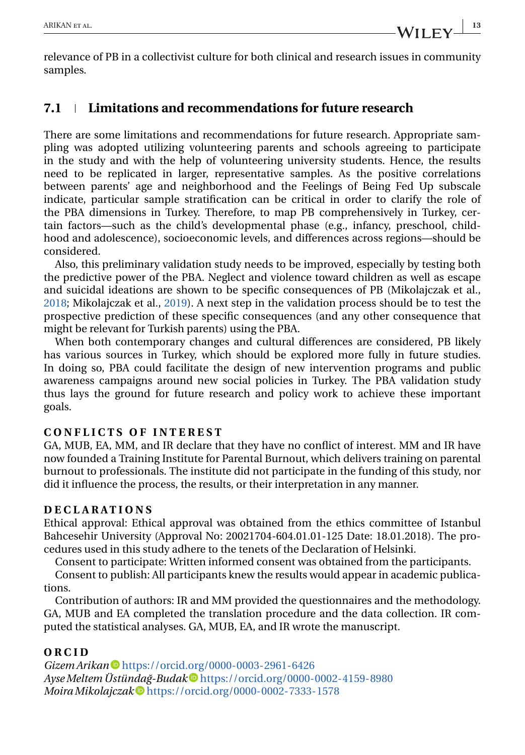relevance of PB in a collectivist culture for both clinical and research issues in community samples.

### 7.1 | Limitations and recommendations for future research

There are some limitations and recommendations for future research. Appropriate sampling was adopted utilizing volunteering parents and schools agreeing to participate in the study and with the help of volunteering university students. Hence, the results need to be replicated in larger, representative samples. As the positive correlations between parents' age and neighborhood and the Feelings of Being Fed Up subscale indicate, particular sample stratification can be critical in order to clarify the role of the PBA dimensions in Turkey. Therefore, to map PB comprehensively in Turkey, certain factors—such as the child's developmental phase (e.g., infancy, preschool, childhood and adolescence), socioeconomic levels, and differences across regions—should be considered.

Also, this preliminary validation study needs to be improved, especially by testing both the predictive power of the PBA. Neglect and violence toward children as well as escape and suicidal ideations are shown to be specific consequences of PB (Mikolajczak et al., 2018; Mikolajczak et al., 2019). A next step in the validation process should be to test the prospective prediction of these specific consequences (and any other consequence that might be relevant for Turkish parents) using the PBA.

When both contemporary changes and cultural differences are considered, PB likely has various sources in Turkey, which should be explored more fully in future studies. In doing so, PBA could facilitate the design of new intervention programs and public awareness campaigns around new social policies in Turkey. The PBA validation study thus lays the ground for future research and policy work to achieve these important goals.

**CONFLICTS OF INTEREST**

GA, MUB, EA, MM, and IR declare that they have no conflict of interest. MM and IR have now founded a Training Institute for Parental Burnout, which delivers training on parental burnout to professionals. The institute did not participate in the funding of this study, nor did it influence the process, the results, or their interpretation in any manner.

**DECLARATIONS**

Ethical approval: Ethical approval was obtained from the ethics committee of Istanbul Bahcesehir University (Approval No: 20021704-604.01.01-125 Date: 18.01.2018). The procedures used in this study adhere to the tenets of the Declaration of Helsinki.

Consent to participate: Written informed consent was obtained from the participants.

Consent to publish: All participants knew the results would appear in academic publications.

Contribution of authors: IR and MM provided the questionnaires and the methodology. GA, MUB and EA completed the translation procedure and the data collection. IR computed the statistical analyses. GA, MUB, EA, and IR wrote the manuscript.

**ORCID**

*Gizem Arikan* https://orcid.org/0000-0003-2961-6426
*Ayse Meltem Üstündağ-Budak* https://orcid.org/0000-0002-4159-8980
*Moira Mikolajczak* https://orcid.org/0000-0002-7333-1578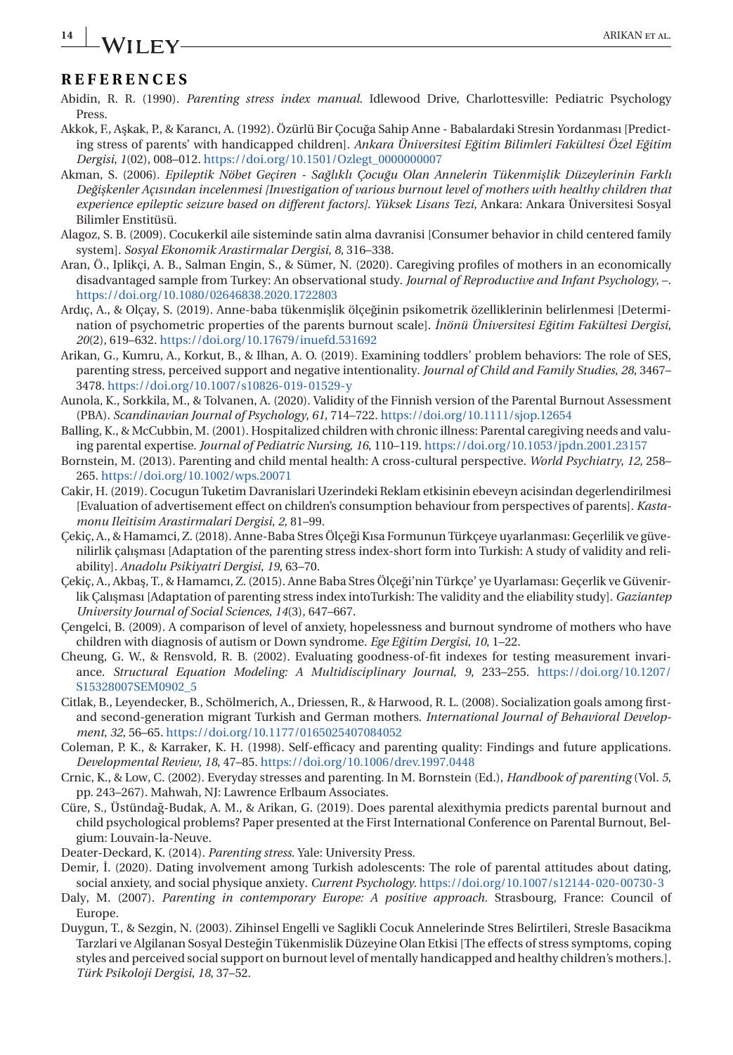## REFERENCES

Abidin, R. R. (1990). *Parenting stress index manual*. Idlewood Drive, Charlottesville: Pediatric Psychology Press.

Akkok, F., Aşkak, P., & Karancı, A. (1992). Özürlü Bir Çocuğa Sahip Anne - Babalardaki Stresin Yordanması [Predicting stress of parents' with handicapped children]. *Ankara Üniversitesi Eğitim Bilimleri Fakültesi Özel Eğitim Dergisi*, *1*(02), 008–012. https://doi.org/10.1501/Ozlegt_0000000007

Akman, S. (2006). *Epileptik Nöbet Geçiren - Sağlıklı Çocuğu Olan Annelerin Tükenmişlik Düzeylerinin Farklı Değişkenler Açısından incelenmesi [Investigation of various burnout level of mothers with healthy children that experience epileptic seizure based on different factors]. Yüksek Lisans Tezi*, Ankara: Ankara Üniversitesi Sosyal Bilimler Enstitüsü.

Alagoz, S. B. (2009). Cocukerkil aile sisteminde satin alma davranisi [Consumer behavior in child centered family system]. *Sosyal Ekonomik Arastirmalar Dergisi*, *8*, 316–338.

Aran, Ö., Iplikçi, A. B., Salman Engin, S., & Sümer, N. (2020). Caregiving profiles of mothers in an economically disadvantaged sample from Turkey: An observational study. *Journal of Reproductive and Infant Psychology*, –. https://doi.org/10.1080/02646838.2020.1722803

Ardıç, A., & Olçay, S. (2019). Anne-baba tükenmişlik ölçeğinin psikometrik özelliklerinin belirlenmesi [Determination of psychometric properties of the parents burnout scale]. *İnönü Üniversitesi Eğitim Fakültesi Dergisi*, *20*(2), 619–632. https://doi.org/10.17679/inuefd.531692

Arikan, G., Kumru, A., Korkut, B., & Ilhan, A. O. (2019). Examining toddlers' problem behaviors: The role of SES, parenting stress, perceived support and negative intentionality. *Journal of Child and Family Studies*, *28*, 3467–3478. https://doi.org/10.1007/s10826-019-01529-y

Aunola, K., Sorkkila, M., & Tolvanen, A. (2020). Validity of the Finnish version of the Parental Burnout Assessment (PBA). *Scandinavian Journal of Psychology*, *61*, 714–722. https://doi.org/10.1111/sjop.12654

Balling, K., & McCubbin, M. (2001). Hospitalized children with chronic illness: Parental caregiving needs and valuing parental expertise. *Journal of Pediatric Nursing*, *16*, 110–119. https://doi.org/10.1053/jpdn.2001.23157

Bornstein, M. (2013). Parenting and child mental health: A cross-cultural perspective. *World Psychiatry*, *12*, 258–265. https://doi.org/10.1002/wps.20071

Cakir, H. (2019). Cocugun Tuketim Davranislari Uzerindeki Reklam etkisinin ebeveyn acisindan degerlendirilmesi [Evaluation of advertisement effect on children's consumption behaviour from perspectives of parents]. *Kastamonu Ileitisim Arastirmalari Dergisi*, *2*, 81–99.

Çekiç, A., & Hamamci, Z. (2018). Anne-Baba Stres Ölçeği Kısa Formunun Türkçeye uyarlanması: Geçerlilik ve güvenilirlik çalışması [Adaptation of the parenting stress index-short form into Turkish: A study of validity and reliability]. *Anadolu Psikiyatri Dergisi*, *19*, 63–70.

Çekiç, A., Akbaş, T., & Hamamcı, Z. (2015). Anne Baba Stres Ölçeği'nin Türkçe' ye Uyarlaması: Geçerlik ve Güvenirlik Çalışması [Adaptation of parenting stress index intoTurkish: The validity and the eliability study]. *Gaziantep University Journal of Social Sciences*, *14*(3), 647–667.

Çengelci, B. (2009). A comparison of level of anxiety, hopelessness and burnout syndrome of mothers who have children with diagnosis of autism or Down syndrome. *Ege Eğitim Dergisi*, *10*, 1–22.

Cheung, G. W., & Rensvold, R. B. (2002). Evaluating goodness-of-fit indexes for testing measurement invariance. *Structural Equation Modeling: A Multidisciplinary Journal*, *9*, 233–255. https://doi.org/10.1207/S15328007SEM0902_5

Citlak, B., Leyendecker, B., Schölmerich, A., Driessen, R., & Harwood, R. L. (2008). Socialization goals among first- and second-generation migrant Turkish and German mothers. *International Journal of Behavioral Development*, *32*, 56–65. https://doi.org/10.1177/0165025407084052

Coleman, P. K., & Karraker, K. H. (1998). Self-efficacy and parenting quality: Findings and future applications. *Developmental Review*, *18*, 47–85. https://doi.org/10.1006/drev.1997.0448

Crnic, K., & Low, C. (2002). Everyday stresses and parenting. In M. Bornstein (Ed.), *Handbook of parenting* (Vol. *5*, pp. 243–267). Mahwah, NJ: Lawrence Erlbaum Associates.

Cüre, S., Üstündağ-Budak, A. M., & Arikan, G. (2019). Does parental alexithymia predicts parental burnout and child psychological problems? Paper presented at the First International Conference on Parental Burnout, Belgium: Louvain-la-Neuve.

Deater-Deckard, K. (2014). *Parenting stress*. Yale: University Press.

Demir, İ. (2020). Dating involvement among Turkish adolescents: The role of parental attitudes about dating, social anxiety, and social physique anxiety. *Current Psychology*. https://doi.org/10.1007/s12144-020-00730-3

Daly, M. (2007). *Parenting in contemporary Europe: A positive approach*. Strasbourg, France: Council of Europe.

Duygun, T., & Sezgin, N. (2003). Zihinsel Engelli ve Saglikli Cocuk Annelerinde Stres Belirtileri, Stresle Basacikma Tarzlari ve Algilanan Sosyal Desteğin Tükenmislik Düzeyine Olan Etkisi [The effects of stress symptoms, coping styles and perceived social support on burnout level of mentally handicapped and healthy children's mothers.]. *Türk Psikoloji Dergisi*, *18*, 37–52.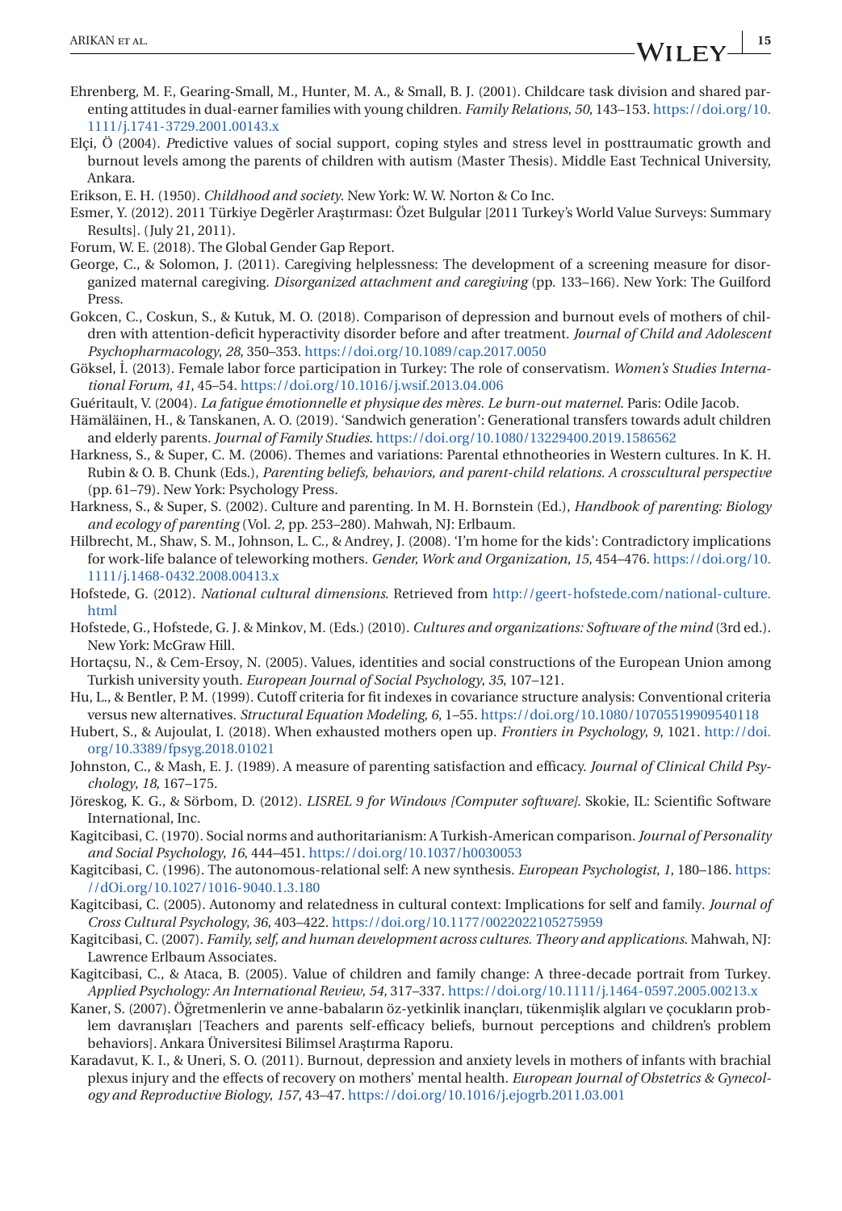Ehrenberg, M. F., Gearing-Small, M., Hunter, M. A., & Small, B. J. (2001). Childcare task division and shared parenting attitudes in dual-earner families with young children. *Family Relations*, *50*, 143–153. https://doi.org/10.1111/j.1741-3729.2001.00143.x

Elçi, Ö (2004). *P*redictive values of social support, coping styles and stress level in posttraumatic growth and burnout levels among the parents of children with autism (Master Thesis). Middle East Technical University, Ankara.

Erikson, E. H. (1950). *Childhood and society.* New York: W. W. Norton & Co Inc.

Esmer, Y. (2012). 2011 Türkiye Değerler Araştırması: Özet Bulgular [2011 Turkey's World Value Surveys: Summary Results]. (July 21, 2011).

Forum, W. E. (2018). The Global Gender Gap Report.

George, C., & Solomon, J. (2011). Caregiving helplessness: The development of a screening measure for disorganized maternal caregiving. *Disorganized attachment and caregiving* (pp. 133–166). New York: The Guilford Press.

Gokcen, C., Coskun, S., & Kutuk, M. O. (2018). Comparison of depression and burnout evels of mothers of children with attention-deficit hyperactivity disorder before and after treatment. *Journal of Child and Adolescent Psychopharmacology*, *28*, 350–353. https://doi.org/10.1089/cap.2017.0050

Göksel, İ. (2013). Female labor force participation in Turkey: The role of conservatism. *Women's Studies International Forum*, *41*, 45–54. https://doi.org/10.1016/j.wsif.2013.04.006

Guéritault, V. (2004). *La fatigue émotionnelle et physique des mères. Le burn-out maternel.* Paris: Odile Jacob.

Hämäläinen, H., & Tanskanen, A. O. (2019). 'Sandwich generation': Generational transfers towards adult children and elderly parents. *Journal of Family Studies*. https://doi.org/10.1080/13229400.2019.1586562

Harkness, S., & Super, C. M. (2006). Themes and variations: Parental ethnotheories in Western cultures. In K. H. Rubin & O. B. Chunk (Eds.), *Parenting beliefs, behaviors, and parent-child relations. A crosscultural perspective* (pp. 61–79). New York: Psychology Press.

Harkness, S., & Super, S. (2002). Culture and parenting. In M. H. Bornstein (Ed.), *Handbook of parenting: Biology and ecology of parenting* (Vol. *2*, pp. 253–280). Mahwah, NJ: Erlbaum.

Hilbrecht, M., Shaw, S. M., Johnson, L. C., & Andrey, J. (2008). 'I'm home for the kids': Contradictory implications for work-life balance of teleworking mothers. *Gender, Work and Organization*, *15*, 454–476. https://doi.org/10.1111/j.1468-0432.2008.00413.x

Hofstede, G. (2012). *National cultural dimensions*. Retrieved from http://geert-hofstede.com/national-culture.html

Hofstede, G., Hofstede, G. J. & Minkov, M. (Eds.) (2010). *Cultures and organizations: Software of the mind* (3rd ed.). New York: McGraw Hill.

Hortaçsu, N., & Cem-Ersoy, N. (2005). Values, identities and social constructions of the European Union among Turkish university youth. *European Journal of Social Psychology*, *35*, 107–121.

Hu, L., & Bentler, P. M. (1999). Cutoff criteria for fit indexes in covariance structure analysis: Conventional criteria versus new alternatives. *Structural Equation Modeling*, *6*, 1–55. https://doi.org/10.1080/10705519909540118

Hubert, S., & Aujoulat, I. (2018). When exhausted mothers open up. *Frontiers in Psychology*, *9*, 1021. http://doi.org/10.3389/fpsyg.2018.01021

Johnston, C., & Mash, E. J. (1989). A measure of parenting satisfaction and efficacy. *Journal of Clinical Child Psychology*, *18*, 167–175.

Jöreskog, K. G., & Sörbom, D. (2012). *LISREL 9 for Windows [Computer software]*. Skokie, IL: Scientific Software International, Inc.

Kagitcibasi, C. (1970). Social norms and authoritarianism: A Turkish-American comparison. *Journal of Personality and Social Psychology*, *16*, 444–451. https://doi.org/10.1037/h0030053

Kagitcibasi, C. (1996). The autonomous-relational self: A new synthesis. *European Psychologist*, *1*, 180–186. https://dOi.org/10.1027/1016-9040.1.3.180

Kagitcibasi, C. (2005). Autonomy and relatedness in cultural context: Implications for self and family. *Journal of Cross Cultural Psychology*, *36*, 403–422. https://doi.org/10.1177/0022022105275959

Kagitcibasi, C. (2007). *Family, self, and human development across cultures. Theory and applications.* Mahwah, NJ: Lawrence Erlbaum Associates.

Kagitcibasi, C., & Ataca, B. (2005). Value of children and family change: A three-decade portrait from Turkey. *Applied Psychology: An International Review*, *54*, 317–337. https://doi.org/10.1111/j.1464-0597.2005.00213.x

Kaner, S. (2007). Öğretmenlerin ve anne-babaların öz-yetkinlik inançları, tükenmişlik algıları ve çocukların problem davranışları [Teachers and parents self-efficacy beliefs, burnout perceptions and children's problem behaviors]. Ankara Üniversitesi Bilimsel Araştırma Raporu.

Karadavut, K. I., & Uneri, S. O. (2011). Burnout, depression and anxiety levels in mothers of infants with brachial plexus injury and the effects of recovery on mothers' mental health. *European Journal of Obstetrics & Gynecology and Reproductive Biology*, *157*, 43–47. https://doi.org/10.1016/j.ejogrb.2011.03.001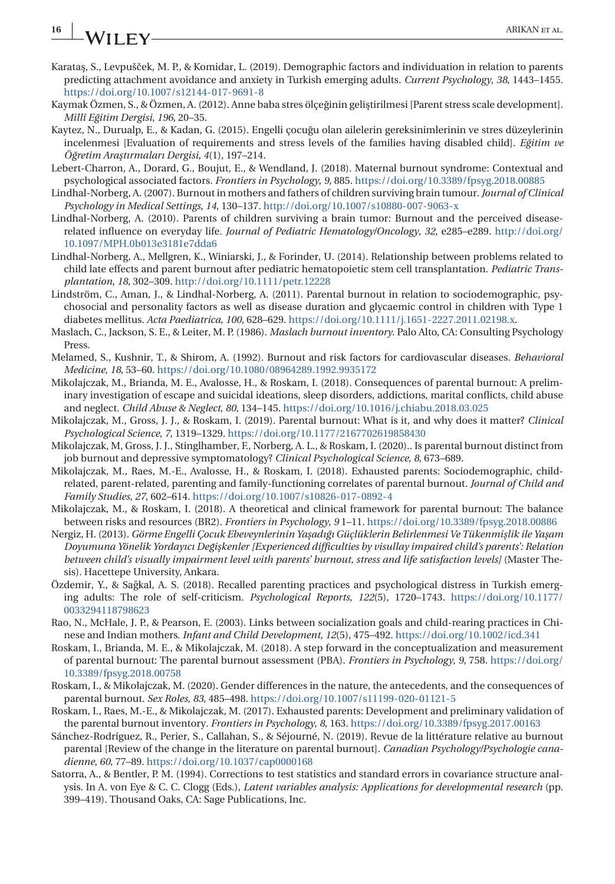Karataş, S., Levpušček, M. P., & Komidar, L. (2019). Demographic factors and individuation in relation to parents predicting attachment avoidance and anxiety in Turkish emerging adults. *Current Psychology*, *38*, 1443–1455. https://doi.org/10.1007/s12144-017-9691-8

Kaymak Özmen, S., & Özmen, A. (2012). Anne baba stres ölçeğinin geliştirilmesi [Parent stress scale development]. *Millî Eğitim Dergisi*, *196*, 20–35.

Kaytez, N., Durualp, E., & Kadan, G. (2015). Engelli çocuğu olan ailelerin gereksinimlerinin ve stres düzeylerinin incelenmesi [Evaluation of requirements and stress levels of the families having disabled child]. *Eğitim ve Öğretim Araştırmaları Dergisi*, *4*(1), 197–214.

Lebert-Charron, A., Dorard, G., Boujut, E., & Wendland, J. (2018). Maternal burnout syndrome: Contextual and psychological associated factors. *Frontiers in Psychology*, *9*, 885. https://doi.org/10.3389/fpsyg.2018.00885

Lindhal-Norberg, A. (2007). Burnout in mothers and fathers of children surviving brain tumour. *Journal of Clinical Psychology in Medical Settings*, *14*, 130–137. http://doi.org/10.1007/s10880-007-9063-x

Lindhal-Norberg, A. (2010). Parents of children surviving a brain tumor: Burnout and the perceived disease-related influence on everyday life. *Journal of Pediatric Hematology/Oncology*, *32*, e285–e289. http://doi.org/10.1097/MPH.0b013e3181e7dda6

Lindhal-Norberg, A., Mellgren, K., Winiarski, J., & Forinder, U. (2014). Relationship between problems related to child late effects and parent burnout after pediatric hematopoietic stem cell transplantation. *Pediatric Transplantation*, *18*, 302–309. http://doi.org/10.1111/petr.12228

Lindström, C., Aman, J., & Lindhal-Norberg, A. (2011). Parental burnout in relation to sociodemographic, psychosocial and personality factors as well as disease duration and glycaemic control in children with Type 1 diabetes mellitus. *Acta Paediatrica*, *100*, 628–629. https://doi.org/10.1111/j.1651-2227.2011.02198.x.

Maslach, C., Jackson, S. E., & Leiter, M. P. (1986). *Maslach burnout inventory*. Palo Alto, CA: Consulting Psychology Press.

Melamed, S., Kushnir, T., & Shirom, A. (1992). Burnout and risk factors for cardiovascular diseases. *Behavioral Medicine*, *18*, 53–60. https://doi.org/10.1080/08964289.1992.9935172

Mikolajczak, M., Brianda, M. E., Avalosse, H., & Roskam, I. (2018). Consequences of parental burnout: A preliminary investigation of escape and suicidal ideations, sleep disorders, addictions, marital conflicts, child abuse and neglect. *Child Abuse & Neglect*, *80*, 134–145. https://doi.org/10.1016/j.chiabu.2018.03.025

Mikolajczak, M., Gross, J. J., & Roskam, I. (2019). Parental burnout: What is it, and why does it matter? *Clinical Psychological Science*, *7*, 1319–1329. https://doi.org/10.1177/2167702619858430

Mikolajczak, M, Gross, J. J., Stinglhamber, F., Norberg, A. L., & Roskam, I. (2020).. Is parental burnout distinct from job burnout and depressive symptomatology? *Clinical Psychological Science*, *8*, 673–689.

Mikolajczak, M., Raes, M.-E., Avalosse, H., & Roskam, I. (2018). Exhausted parents: Sociodemographic, child-related, parent-related, parenting and family-functioning correlates of parental burnout. *Journal of Child and Family Studies*, *27*, 602–614. https://doi.org/10.1007/s10826-017-0892-4

Mikolajczak, M., & Roskam, I. (2018). A theoretical and clinical framework for parental burnout: The balance between risks and resources (BR2). *Frontiers in Psychology*, *9* 1–11. https://doi.org/10.3389/fpsyg.2018.00886

Nergiz, H. (2013). *Görme Engelli Çocuk Ebeveynlerinin Yaşadığı Güçlüklerin Belirlenmesi Ve Tükenmişlik ile Yaşam Doyumuna Yönelik Yordayıcı Değişkenler [Experienced difficulties by visullay impaired child's parents': Relation between child's visually impairment level with parents' burnout, stress and life satisfaction levels]* (Master Thesis). Hacettepe University, Ankara.

Özdemir, Y., & Sağkal, A. S. (2018). Recalled parenting practices and psychological distress in Turkish emerging adults: The role of self-criticism. *Psychological Reports*, *122*(5), 1720–1743. https://doi.org/10.1177/0033294118798623

Rao, N., McHale, J. P., & Pearson, E. (2003). Links between socialization goals and child-rearing practices in Chinese and Indian mothers. *Infant and Child Development*, *12*(5), 475–492. https://doi.org/10.1002/icd.341

Roskam, I., Brianda, M. E., & Mikolajczak, M. (2018). A step forward in the conceptualization and measurement of parental burnout: The parental burnout assessment (PBA). *Frontiers in Psychology*, *9*, 758. https://doi.org/10.3389/fpsyg.2018.00758

Roskam, I., & Mikolajczak, M. (2020). Gender differences in the nature, the antecedents, and the consequences of parental burnout. *Sex Roles*, *83*, 485–498. https://doi.org/10.1007/s11199-020-01121-5

Roskam, I., Raes, M.-E., & Mikolajczak, M. (2017). Exhausted parents: Development and preliminary validation of the parental burnout inventory. *Frontiers in Psychology*, *8*, 163. https://doi.org/10.3389/fpsyg.2017.00163

Sánchez-Rodríguez, R., Perier, S., Callahan, S., & Séjourné, N. (2019). Revue de la littérature relative au burnout parental [Review of the change in the literature on parental burnout]. *Canadian Psychology/Psychologie canadienne*, *60*, 77–89. https://doi.org/10.1037/cap0000168

Satorra, A., & Bentler, P. M. (1994). Corrections to test statistics and standard errors in covariance structure analysis. In A. von Eye & C. C. Clogg (Eds.), *Latent variables analysis: Applications for developmental research* (pp. 399–419). Thousand Oaks, CA: Sage Publications, Inc.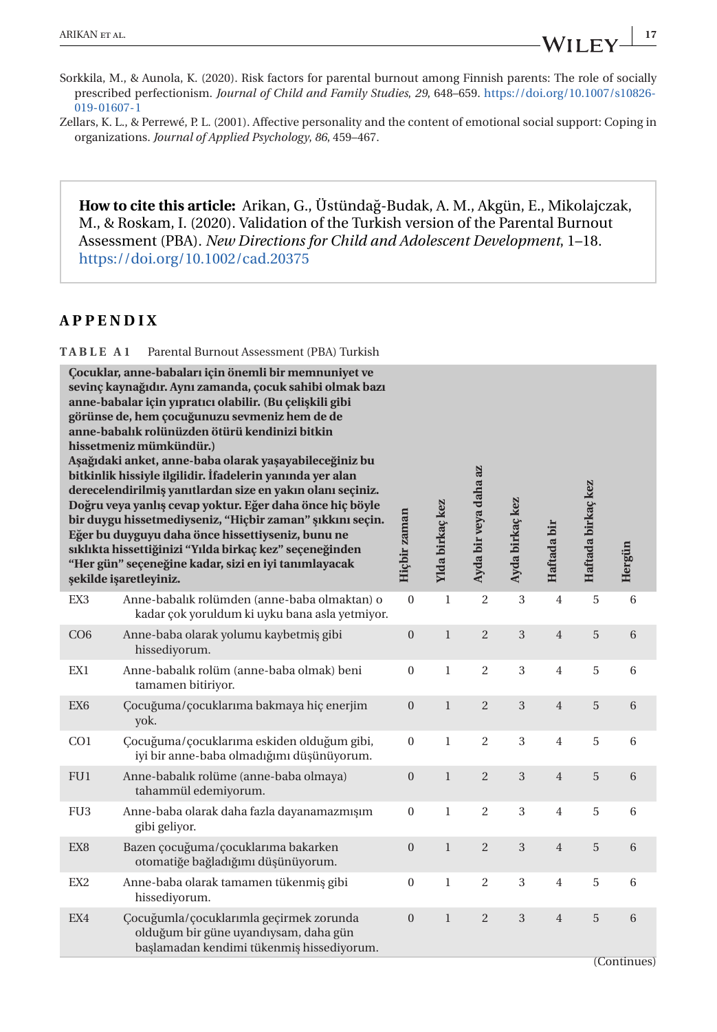Sorkkila, M., & Aunola, K. (2020). Risk factors for parental burnout among Finnish parents: The role of socially prescribed perfectionism. *Journal of Child and Family Studies*, *29*, 648–659. https://doi.org/10.1007/s10826-019-01607-1

Zellars, K. L., & Perrewé, P. L. (2001). Affective personality and the content of emotional social support: Coping in organizations. *Journal of Applied Psychology*, *86*, 459–467.

> **How to cite this article:** Arikan, G., Üstündağ-Budak, A. M., Akgün, E., Mikolajczak, M., & Roskam, I. (2020). Validation of the Turkish version of the Parental Burnout Assessment (PBA). *New Directions for Child and Adolescent Development*, 1–18. https://doi.org/10.1002/cad.20375

## APPENDIX

**TABLE A1** Parental Burnout Assessment (PBA) Turkish

| | **Çocuklar, anne-babaları için önemli bir memnuniyet ve sevinç kaynağıdır. Aynı zamanda, çocuk sahibi olmak bazı anne-babalar için yıpratıcı olabilir. (Bu çelişkili gibi görünse de, hem çocuğunuzu sevmeniz hem de de anne-babalık rolünüzden ötürü kendinizi bitkin hissetmeniz mümkündür.) Aşağıdaki anket, anne-baba olarak yaşayabileceğiniz bu bitkinlik hissiyle ilgilidir. İfadelerin yanında yer alan derecelendirilmiş yanıtlardan size en yakın olanı seçiniz. Doğru veya yanlış cevap yoktur. Eğer daha önce hiç böyle bir duygu hissetmediyseniz, "Hiçbir zaman" şıkkını seçin. Eğer bu duyguyu daha önce hissettiyseniz, bunu ne sıklıkta hissettiğinizi "Yılda birkaç kez" seçeneğinden "Her gün" seçeneğine kadar, sizi en iyi tanımlayacak şekilde işaretleyiniz.** | **Hiçbir zaman** | **Yılda birkaç kez** | **Ayda bir veya daha az** | **Ayda birkaç kez** | **Haftada bir** | **Haftada birkaç kez** | **Hergün** |
|---|---|---|---|---|---|---|---|---|
| EX3 | Anne-babalık rolümden (anne-baba olmaktan) o kadar çok yoruldum ki uyku bana asla yetmiyor. | 0 | 1 | 2 | 3 | 4 | 5 | 6 |
| CO6 | Anne-baba olarak yolumu kaybetmiş gibi hissediyorum. | 0 | 1 | 2 | 3 | 4 | 5 | 6 |
| EX1 | Anne-babalık rolüm (anne-baba olmak) beni tamamen bitiriyor. | 0 | 1 | 2 | 3 | 4 | 5 | 6 |
| EX6 | Çocuğuma/çocuklarıma bakmaya hiç enerjim yok. | 0 | 1 | 2 | 3 | 4 | 5 | 6 |
| CO1 | Çocuğuma/çocuklarıma eskiden olduğum gibi, iyi bir anne-baba olmadığımı düşünüyorum. | 0 | 1 | 2 | 3 | 4 | 5 | 6 |
| FU1 | Anne-babalık rolüme (anne-baba olmaya) tahammül edemiyorum. | 0 | 1 | 2 | 3 | 4 | 5 | 6 |
| FU3 | Anne-baba olarak daha fazla dayanamazmışım gibi geliyor. | 0 | 1 | 2 | 3 | 4 | 5 | 6 |
| EX8 | Bazen çocuğuma/çocuklarıma bakarken otomatiğe bağladığımı düşünüyorum. | 0 | 1 | 2 | 3 | 4 | 5 | 6 |
| EX2 | Anne-baba olarak tamamen tükenmiş gibi hissediyorum. | 0 | 1 | 2 | 3 | 4 | 5 | 6 |
| EX4 | Çocuğumla/çocuklarımla geçirmek zorunda olduğum bir güne uyandıysam, daha gün başlamadan kendimi tükenmiş hissediyorum. | 0 | 1 | 2 | 3 | 4 | 5 | 6 |

(Continues)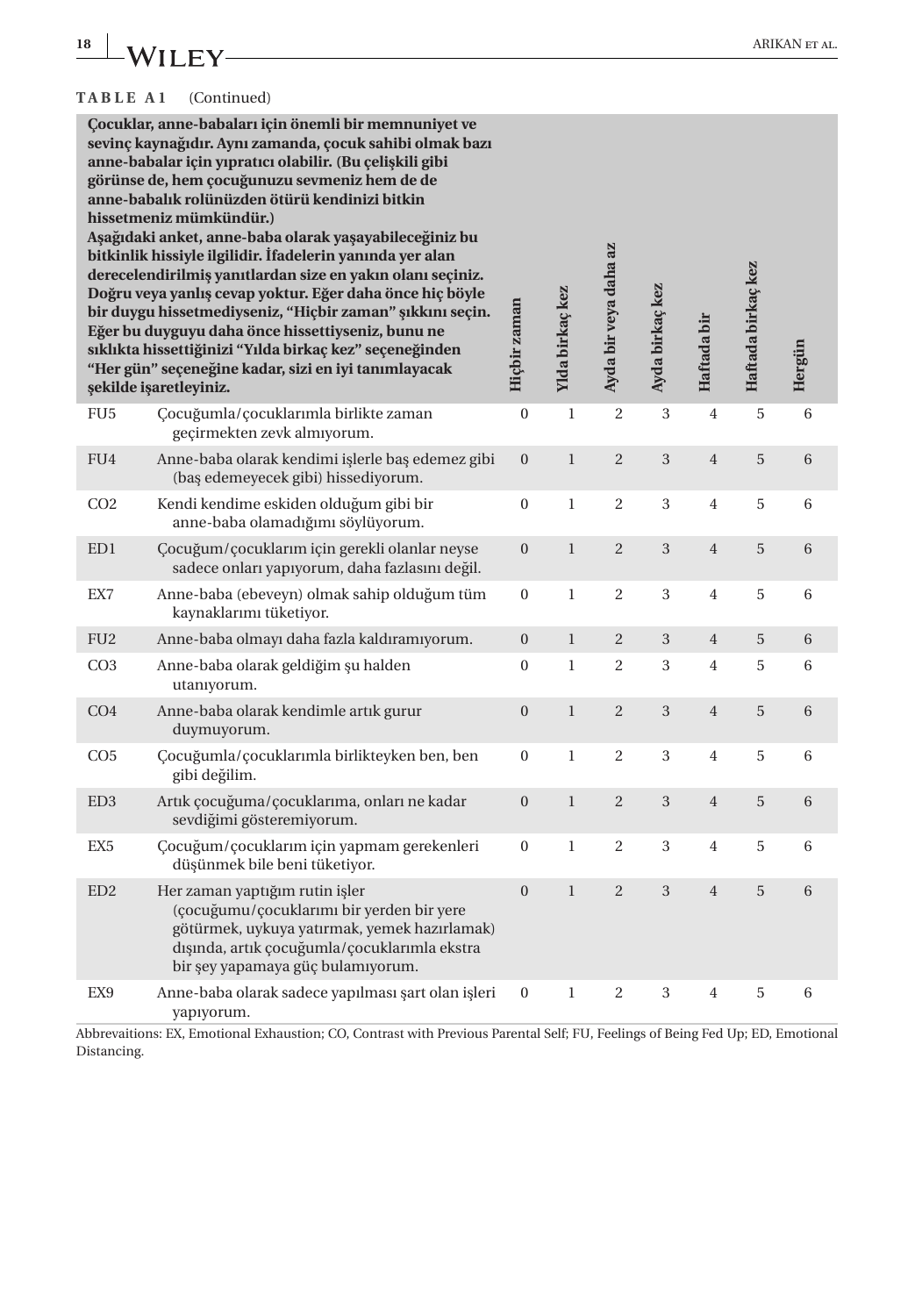**TABLE A1** (Continued)

| | **Çocuklar, anne-babaları için önemli bir memnuniyet ve sevinç kaynağıdır. Aynı zamanda, çocuk sahibi olmak bazı anne-babalar için yıpratıcı olabilir. (Bu çelişkili gibi görünse de, hem çocuğunuzu sevmeniz hem de de anne-babalık rolünüzden ötürü kendinizi bitkin hissetmeniz mümkündür.) Aşağıdaki anket, anne-baba olarak yaşayabileceğiniz bu bitkinlik hissiyle ilgilidir. İfadelerin yanında yer alan derecelendirilmiş yanıtlardan size en yakın olanı seçiniz. Doğru veya yanlış cevap yoktur. Eğer daha önce hiç böyle bir duygu hissetmediyseniz, "Hiçbir zaman" şıkkını seçin. Eğer bu duyguyu daha önce hissettiyseniz, bunu ne sıklıkta hissettiğinizi "Yılda birkaç kez" seçeneğinden "Her gün" seçeneğine kadar, sizi en iyi tanımlayacak şekilde işaretleyiniz.** | **Hiçbir zaman** | **Yılda birkaç kez** | **Ayda bir veya daha az** | **Ayda birkaç kez** | **Haftada bir** | **Haftada birkaç kez** | **Hergün** |
|---|---|---|---|---|---|---|---|---|
| FU5 | Çocuğumla/çocuklarımla birlikte zaman geçirmekten zevk almıyorum. | 0 | 1 | 2 | 3 | 4 | 5 | 6 |
| FU4 | Anne-baba olarak kendimi işlerle baş edemez gibi (baş edemeyecek gibi) hissediyorum. | 0 | 1 | 2 | 3 | 4 | 5 | 6 |
| CO2 | Kendi kendime eskiden olduğum gibi bir anne-baba olamadığımı söylüyorum. | 0 | 1 | 2 | 3 | 4 | 5 | 6 |
| ED1 | Çocuğum/çocuklarım için gerekli olanlar neyse sadece onları yapıyorum, daha fazlasını değil. | 0 | 1 | 2 | 3 | 4 | 5 | 6 |
| EX7 | Anne-baba (ebeveyn) olmak sahip olduğum tüm kaynaklarımı tüketiyor. | 0 | 1 | 2 | 3 | 4 | 5 | 6 |
| FU2 | Anne-baba olmayı daha fazla kaldıramıyorum. | 0 | 1 | 2 | 3 | 4 | 5 | 6 |
| CO3 | Anne-baba olarak geldiğim şu halden utanıyorum. | 0 | 1 | 2 | 3 | 4 | 5 | 6 |
| CO4 | Anne-baba olarak kendimle artık gurur duymuyorum. | 0 | 1 | 2 | 3 | 4 | 5 | 6 |
| CO5 | Çocuğumla/çocuklarımla birlikteyken ben, ben gibi değilim. | 0 | 1 | 2 | 3 | 4 | 5 | 6 |
| ED3 | Artık çocuğuma/çocuklarıma, onları ne kadar sevdiğimi gösteremiyorum. | 0 | 1 | 2 | 3 | 4 | 5 | 6 |
| EX5 | Çocuğum/çocuklarım için yapmam gerekenleri düşünmek bile beni tüketiyor. | 0 | 1 | 2 | 3 | 4 | 5 | 6 |
| ED2 | Her zaman yaptığım rutin işler (çocuğumu/çocuklarımı bir yerden bir yere götürmek, uykuya yatırmak, yemek hazırlamak) dışında, artık çocuğumla/çocuklarımla ekstra bir şey yapamaya güç bulamıyorum. | 0 | 1 | 2 | 3 | 4 | 5 | 6 |
| EX9 | Anne-baba olarak sadece yapılması şart olan işleri yapıyorum. | 0 | 1 | 2 | 3 | 4 | 5 | 6 |

Abbrevaitions: EX, Emotional Exhaustion; CO, Contrast with Previous Parental Self; FU, Feelings of Being Fed Up; ED, Emotional Distancing.